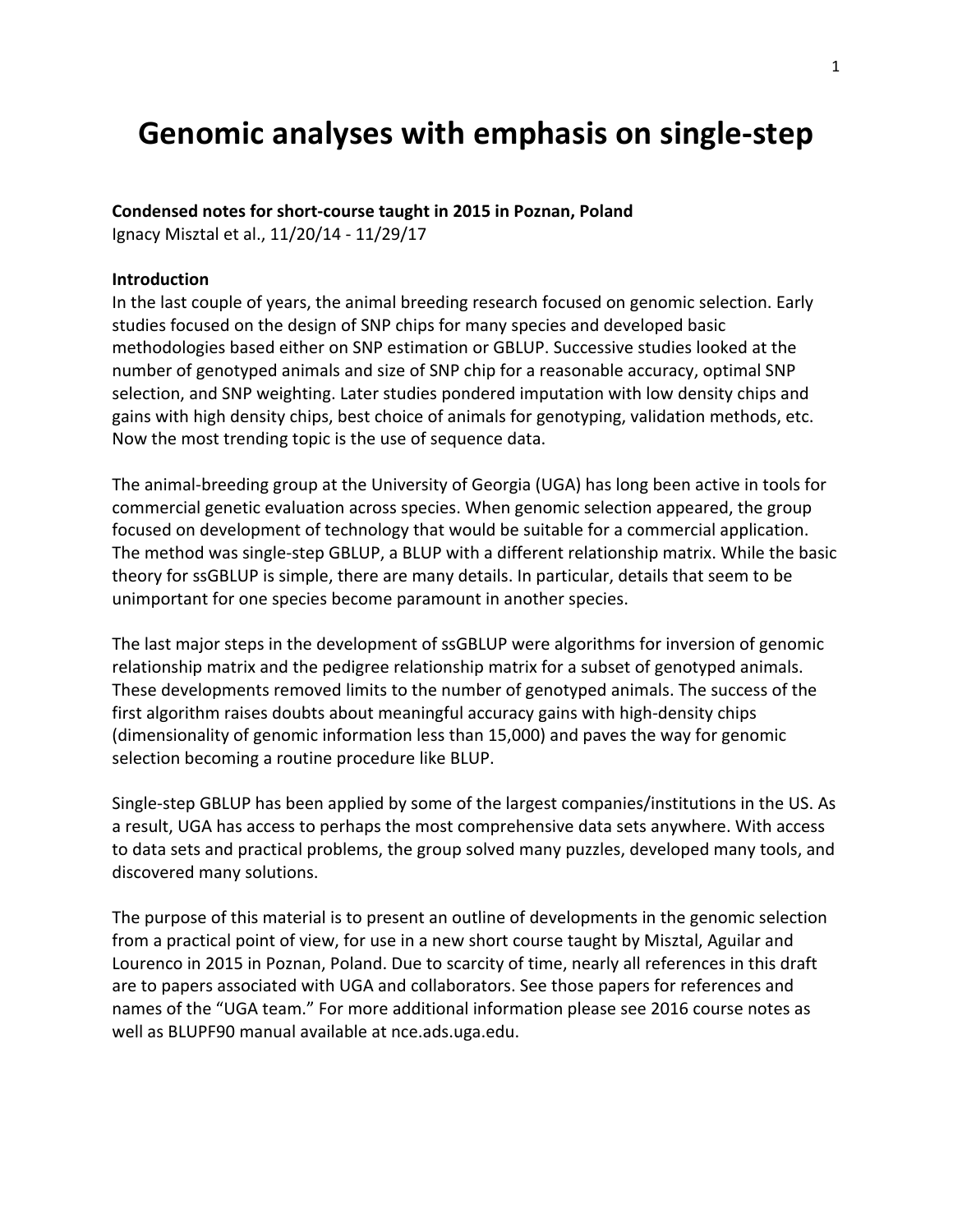# Genomic analyses with emphasis on single-step

**Condensed notes for short-course taught in 2015 in Poznan, Poland**
Ignacy Misztal et al., 11/20/14 - 11/29/17

**Introduction**

In the last couple of years, the animal breeding research focused on genomic selection. Early studies focused on the design of SNP chips for many species and developed basic methodologies based either on SNP estimation or GBLUP. Successive studies looked at the number of genotyped animals and size of SNP chip for a reasonable accuracy, optimal SNP selection, and SNP weighting. Later studies pondered imputation with low density chips and gains with high density chips, best choice of animals for genotyping, validation methods, etc. Now the most trending topic is the use of sequence data.

The animal-breeding group at the University of Georgia (UGA) has long been active in tools for commercial genetic evaluation across species. When genomic selection appeared, the group focused on development of technology that would be suitable for a commercial application. The method was single-step GBLUP, a BLUP with a different relationship matrix. While the basic theory for ssGBLUP is simple, there are many details. In particular, details that seem to be unimportant for one species become paramount in another species.

The last major steps in the development of ssGBLUP were algorithms for inversion of genomic relationship matrix and the pedigree relationship matrix for a subset of genotyped animals. These developments removed limits to the number of genotyped animals. The success of the first algorithm raises doubts about meaningful accuracy gains with high-density chips (dimensionality of genomic information less than 15,000) and paves the way for genomic selection becoming a routine procedure like BLUP.

Single-step GBLUP has been applied by some of the largest companies/institutions in the US. As a result, UGA has access to perhaps the most comprehensive data sets anywhere. With access to data sets and practical problems, the group solved many puzzles, developed many tools, and discovered many solutions.

The purpose of this material is to present an outline of developments in the genomic selection from a practical point of view, for use in a new short course taught by Misztal, Aguilar and Lourenco in 2015 in Poznan, Poland. Due to scarcity of time, nearly all references in this draft are to papers associated with UGA and collaborators. See those papers for references and names of the "UGA team." For more additional information please see 2016 course notes as well as BLUPF90 manual available at nce.ads.uga.edu.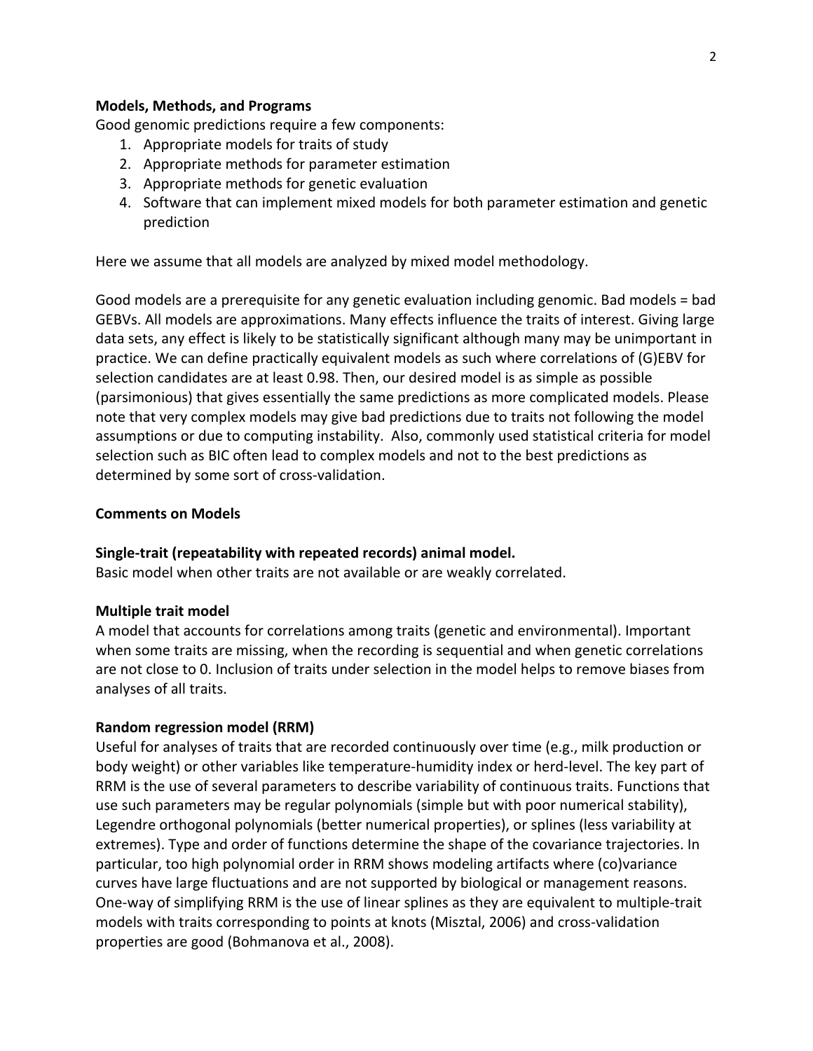**Models, Methods, and Programs**

Good genomic predictions require a few components:

1. Appropriate models for traits of study
2. Appropriate methods for parameter estimation
3. Appropriate methods for genetic evaluation
4. Software that can implement mixed models for both parameter estimation and genetic prediction

Here we assume that all models are analyzed by mixed model methodology.

Good models are a prerequisite for any genetic evaluation including genomic. Bad models = bad GEBVs. All models are approximations. Many effects influence the traits of interest. Giving large data sets, any effect is likely to be statistically significant although many may be unimportant in practice. We can define practically equivalent models as such where correlations of (G)EBV for selection candidates are at least 0.98. Then, our desired model is as simple as possible (parsimonious) that gives essentially the same predictions as more complicated models. Please note that very complex models may give bad predictions due to traits not following the model assumptions or due to computing instability. Also, commonly used statistical criteria for model selection such as BIC often lead to complex models and not to the best predictions as determined by some sort of cross-validation.

**Comments on Models**

**Single-trait (repeatability with repeated records) animal model.**

Basic model when other traits are not available or are weakly correlated.

**Multiple trait model**

A model that accounts for correlations among traits (genetic and environmental). Important when some traits are missing, when the recording is sequential and when genetic correlations are not close to 0. Inclusion of traits under selection in the model helps to remove biases from analyses of all traits.

**Random regression model (RRM)**

Useful for analyses of traits that are recorded continuously over time (e.g., milk production or body weight) or other variables like temperature-humidity index or herd-level. The key part of RRM is the use of several parameters to describe variability of continuous traits. Functions that use such parameters may be regular polynomials (simple but with poor numerical stability), Legendre orthogonal polynomials (better numerical properties), or splines (less variability at extremes). Type and order of functions determine the shape of the covariance trajectories. In particular, too high polynomial order in RRM shows modeling artifacts where (co)variance curves have large fluctuations and are not supported by biological or management reasons. One-way of simplifying RRM is the use of linear splines as they are equivalent to multiple-trait models with traits corresponding to points at knots (Misztal, 2006) and cross-validation properties are good (Bohmanova et al., 2008).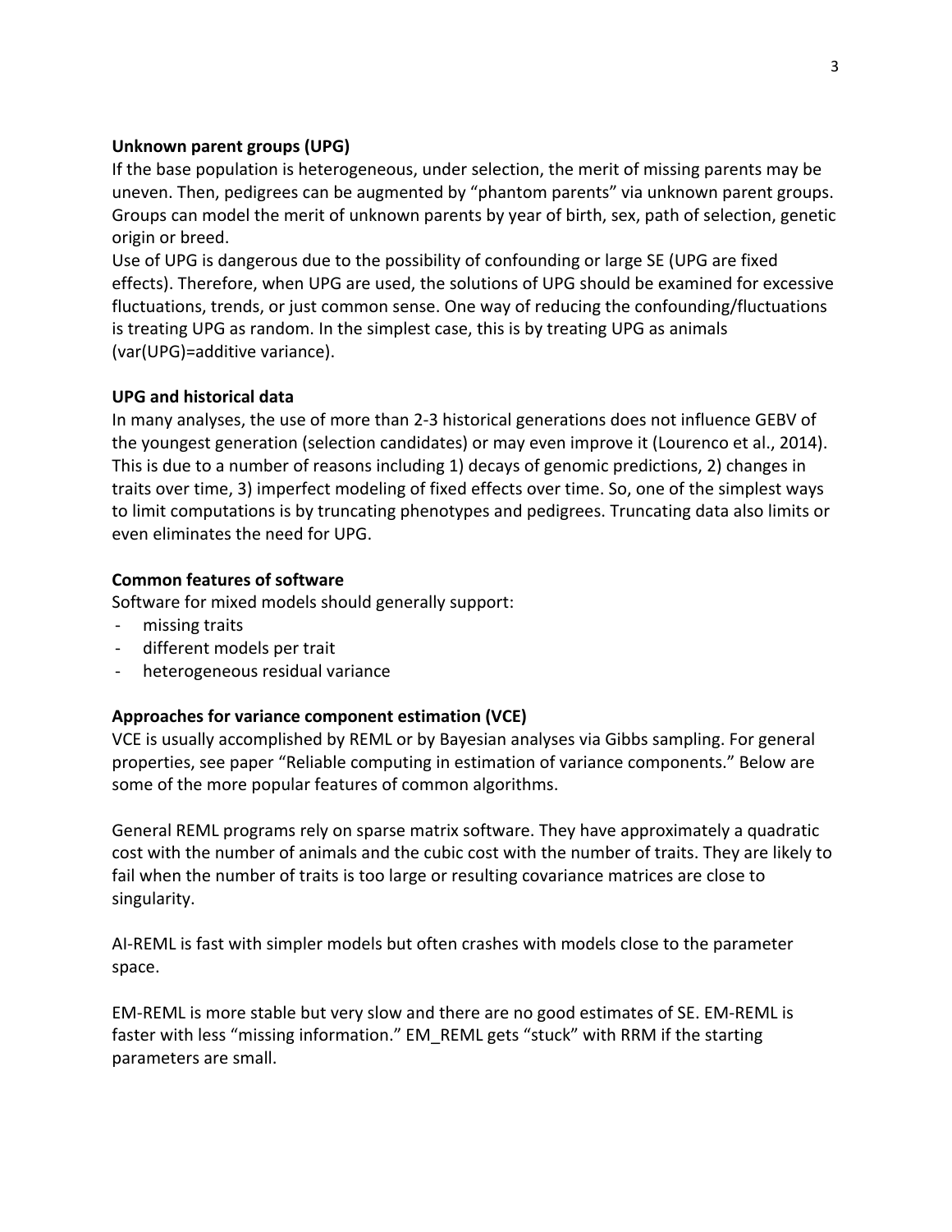**Unknown parent groups (UPG)**

If the base population is heterogeneous, under selection, the merit of missing parents may be uneven. Then, pedigrees can be augmented by "phantom parents" via unknown parent groups. Groups can model the merit of unknown parents by year of birth, sex, path of selection, genetic origin or breed.

Use of UPG is dangerous due to the possibility of confounding or large SE (UPG are fixed effects). Therefore, when UPG are used, the solutions of UPG should be examined for excessive fluctuations, trends, or just common sense. One way of reducing the confounding/fluctuations is treating UPG as random. In the simplest case, this is by treating UPG as animals (var(UPG)=additive variance).

**UPG and historical data**

In many analyses, the use of more than 2-3 historical generations does not influence GEBV of the youngest generation (selection candidates) or may even improve it (Lourenco et al., 2014). This is due to a number of reasons including 1) decays of genomic predictions, 2) changes in traits over time, 3) imperfect modeling of fixed effects over time. So, one of the simplest ways to limit computations is by truncating phenotypes and pedigrees. Truncating data also limits or even eliminates the need for UPG.

**Common features of software**

Software for mixed models should generally support:

- missing traits
- different models per trait
- heterogeneous residual variance

**Approaches for variance component estimation (VCE)**

VCE is usually accomplished by REML or by Bayesian analyses via Gibbs sampling. For general properties, see paper "Reliable computing in estimation of variance components." Below are some of the more popular features of common algorithms.

General REML programs rely on sparse matrix software. They have approximately a quadratic cost with the number of animals and the cubic cost with the number of traits. They are likely to fail when the number of traits is too large or resulting covariance matrices are close to singularity.

AI-REML is fast with simpler models but often crashes with models close to the parameter space.

EM-REML is more stable but very slow and there are no good estimates of SE. EM-REML is faster with less "missing information." EM_REML gets "stuck" with RRM if the starting parameters are small.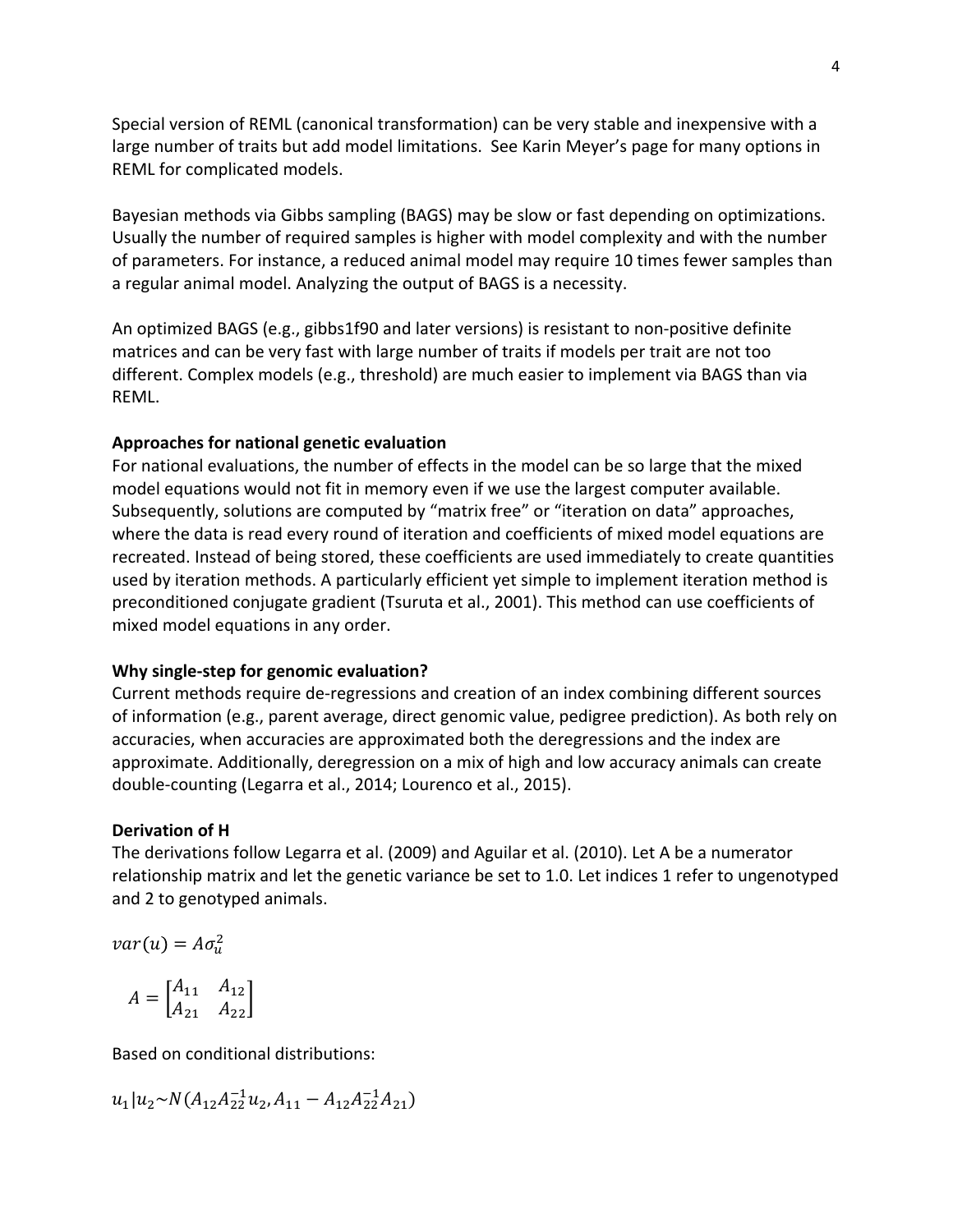Special version of REML (canonical transformation) can be very stable and inexpensive with a large number of traits but add model limitations. See Karin Meyer's page for many options in REML for complicated models.

Bayesian methods via Gibbs sampling (BAGS) may be slow or fast depending on optimizations. Usually the number of required samples is higher with model complexity and with the number of parameters. For instance, a reduced animal model may require 10 times fewer samples than a regular animal model. Analyzing the output of BAGS is a necessity.

An optimized BAGS (e.g., gibbs1f90 and later versions) is resistant to non-positive definite matrices and can be very fast with large number of traits if models per trait are not too different. Complex models (e.g., threshold) are much easier to implement via BAGS than via REML.

**Approaches for national genetic evaluation**

For national evaluations, the number of effects in the model can be so large that the mixed model equations would not fit in memory even if we use the largest computer available. Subsequently, solutions are computed by "matrix free" or "iteration on data" approaches, where the data is read every round of iteration and coefficients of mixed model equations are recreated. Instead of being stored, these coefficients are used immediately to create quantities used by iteration methods. A particularly efficient yet simple to implement iteration method is preconditioned conjugate gradient (Tsuruta et al., 2001). This method can use coefficients of mixed model equations in any order.

**Why single-step for genomic evaluation?**

Current methods require de-regressions and creation of an index combining different sources of information (e.g., parent average, direct genomic value, pedigree prediction). As both rely on accuracies, when accuracies are approximated both the deregressions and the index are approximate. Additionally, deregression on a mix of high and low accuracy animals can create double-counting (Legarra et al., 2014; Lourenco et al., 2015).

**Derivation of H**

The derivations follow Legarra et al. (2009) and Aguilar et al. (2010). Let A be a numerator relationship matrix and let the genetic variance be set to 1.0. Let indices 1 refer to ungenotyped and 2 to genotyped animals.

$$var(u) = A\sigma_u^2$$

$$A = \begin{bmatrix} A_{11} & A_{12} \\ A_{21} & A_{22} \end{bmatrix}$$

Based on conditional distributions:

$$u_1 | u_2 \sim N(A_{12}A_{22}^{-1}u_2, A_{11} - A_{12}A_{22}^{-1}A_{21})$$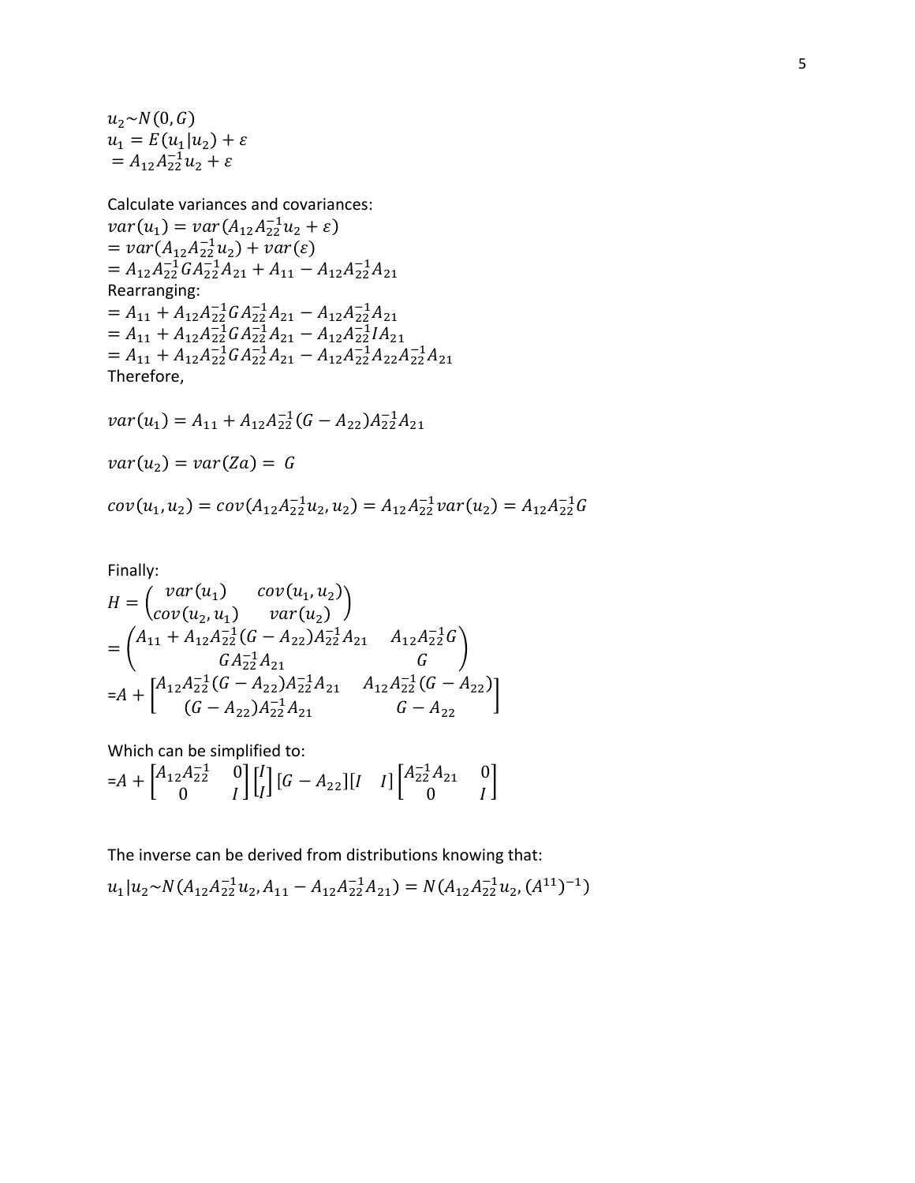$u_2 \sim N(0, G)$
$u_1 = E(u_1|u_2) + \varepsilon$
$= A_{12}A_{22}^{-1}u_2 + \varepsilon$

Calculate variances and covariances:
$var(u_1) = var(A_{12}A_{22}^{-1}u_2 + \varepsilon)$
$= var(A_{12}A_{22}^{-1}u_2) + var(\varepsilon)$
$= A_{12}A_{22}^{-1}GA_{22}^{-1}A_{21} + A_{11} - A_{12}A_{22}^{-1}A_{21}$
Rearranging:
$= A_{11} + A_{12}A_{22}^{-1}GA_{22}^{-1}A_{21} - A_{12}A_{22}^{-1}A_{21}$
$= A_{11} + A_{12}A_{22}^{-1}GA_{22}^{-1}A_{21} - A_{12}A_{22}^{-1}IA_{21}$
$= A_{11} + A_{12}A_{22}^{-1}GA_{22}^{-1}A_{21} - A_{12}A_{22}^{-1}A_{22}A_{22}^{-1}A_{21}$
Therefore,

$$var(u_1) = A_{11} + A_{12}A_{22}^{-1}(G - A_{22})A_{22}^{-1}A_{21}$$

$$var(u_2) = var(Za) = G$$

$$cov(u_1, u_2) = cov(A_{12}A_{22}^{-1}u_2, u_2) = A_{12}A_{22}^{-1}var(u_2) = A_{12}A_{22}^{-1}G$$

Finally:

$$H = \begin{pmatrix} var(u_1) & cov(u_1, u_2) \\ cov(u_2, u_1) & var(u_2) \end{pmatrix}$$

$$= \begin{pmatrix} A_{11} + A_{12}A_{22}^{-1}(G - A_{22})A_{22}^{-1}A_{21} & A_{12}A_{22}^{-1}G \\ GA_{22}^{-1}A_{21} & G \end{pmatrix}$$

$$= A + \begin{bmatrix} A_{12}A_{22}^{-1}(G - A_{22})A_{22}^{-1}A_{21} & A_{12}A_{22}^{-1}(G - A_{22}) \\ (G - A_{22})A_{22}^{-1}A_{21} & G - A_{22} \end{bmatrix}$$

Which can be simplified to:

$$= A + \begin{bmatrix} A_{12}A_{22}^{-1} & 0 \\ 0 & I \end{bmatrix} \begin{bmatrix} I \\ I \end{bmatrix} [G - A_{22}] [I \quad I] \begin{bmatrix} A_{22}^{-1}A_{21} & 0 \\ 0 & I \end{bmatrix}$$

The inverse can be derived from distributions knowing that:

$$u_1|u_2 \sim N(A_{12}A_{22}^{-1}u_2, A_{11} - A_{12}A_{22}^{-1}A_{21}) = N(A_{12}A_{22}^{-1}u_2, (A^{11})^{-1})$$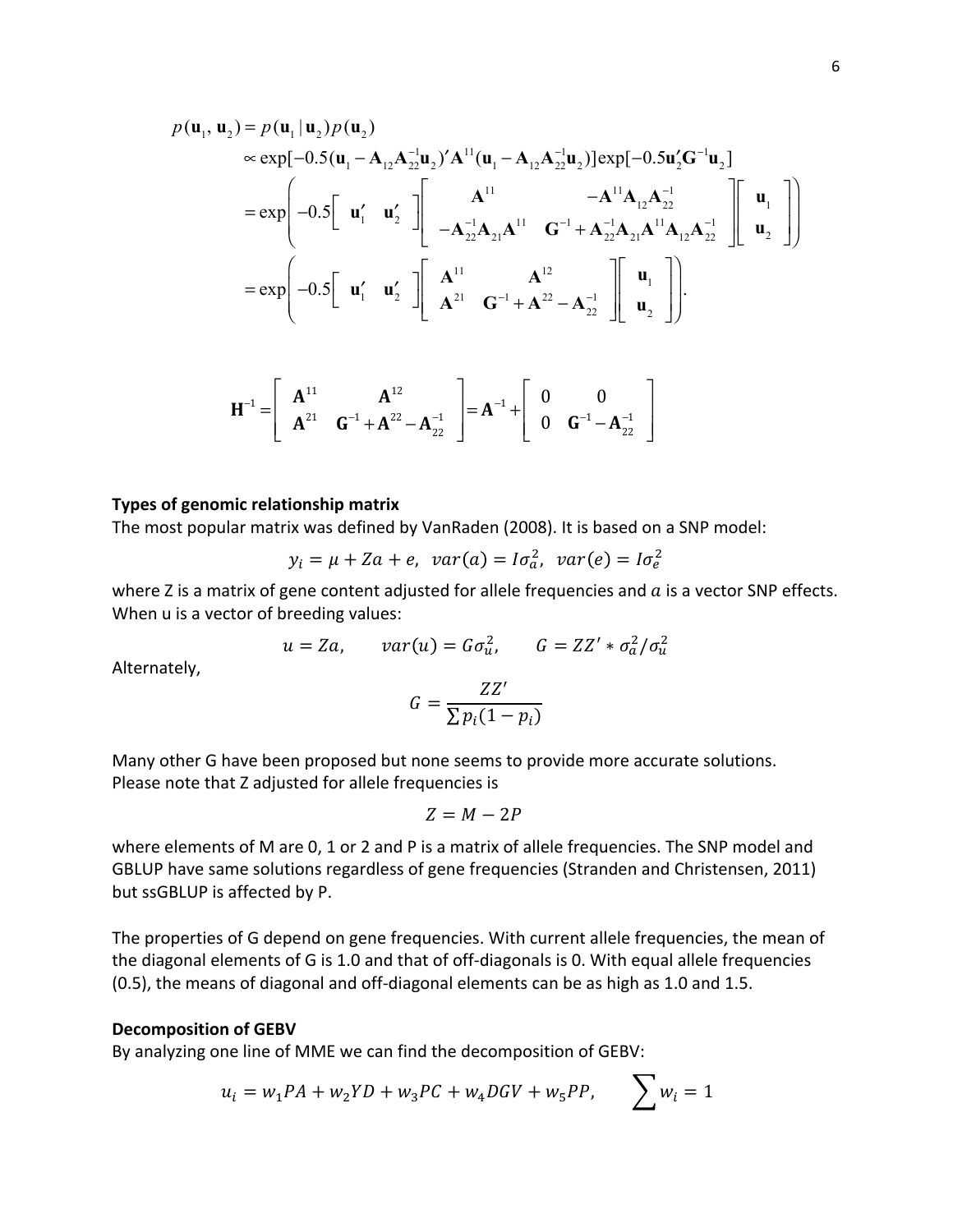$$
\begin{aligned}
p(\mathbf{u}_1, \mathbf{u}_2) &= p(\mathbf{u}_1 \mid \mathbf{u}_2) p(\mathbf{u}_2) \\
&\propto \exp[-0.5(\mathbf{u}_1 - \mathbf{A}_{12}\mathbf{A}_{22}^{-1}\mathbf{u}_2)'\mathbf{A}^{11}(\mathbf{u}_1 - \mathbf{A}_{12}\mathbf{A}_{22}^{-1}\mathbf{u}_2)]\exp[-0.5\mathbf{u}_2'\mathbf{G}^{-1}\mathbf{u}_2] \\
&= \exp\left(-0.5\begin{bmatrix} \mathbf{u}_1' & \mathbf{u}_2' \end{bmatrix}\begin{bmatrix} \mathbf{A}^{11} & -\mathbf{A}^{11}\mathbf{A}_{12}\mathbf{A}_{22}^{-1} \\ -\mathbf{A}_{22}^{-1}\mathbf{A}_{21}\mathbf{A}^{11} & \mathbf{G}^{-1} + \mathbf{A}_{22}^{-1}\mathbf{A}_{21}\mathbf{A}^{11}\mathbf{A}_{12}\mathbf{A}_{22}^{-1} \end{bmatrix}\begin{bmatrix} \mathbf{u}_1 \\ \mathbf{u}_2 \end{bmatrix}\right) \\
&= \exp\left(-0.5\begin{bmatrix} \mathbf{u}_1' & \mathbf{u}_2' \end{bmatrix}\begin{bmatrix} \mathbf{A}^{11} & \mathbf{A}^{12} \\ \mathbf{A}^{21} & \mathbf{G}^{-1} + \mathbf{A}^{22} - \mathbf{A}_{22}^{-1} \end{bmatrix}\begin{bmatrix} \mathbf{u}_1 \\ \mathbf{u}_2 \end{bmatrix}\right).
\end{aligned}
$$

$$
\mathbf{H}^{-1} = \begin{bmatrix} \mathbf{A}^{11} & \mathbf{A}^{12} \\ \mathbf{A}^{21} & \mathbf{G}^{-1} + \mathbf{A}^{22} - \mathbf{A}_{22}^{-1} \end{bmatrix} = \mathbf{A}^{-1} + \begin{bmatrix} 0 & 0 \\ 0 & \mathbf{G}^{-1} - \mathbf{A}_{22}^{-1} \end{bmatrix}
$$

**Types of genomic relationship matrix**

The most popular matrix was defined by VanRaden (2008). It is based on a SNP model:

$$y_i = \mu + Za + e, \;\; var(a) = I\sigma_a^2, \;\; var(e) = I\sigma_e^2$$

where Z is a matrix of gene content adjusted for allele frequencies and $a$ is a vector SNP effects. When u is a vector of breeding values:

$$u = Za, \qquad var(u) = G\sigma_u^2, \qquad G = ZZ' * \sigma_a^2/\sigma_u^2$$

Alternately,

$$G = \frac{ZZ'}{\sum p_i(1-p_i)}$$

Many other G have been proposed but none seems to provide more accurate solutions. Please note that Z adjusted for allele frequencies is

$$Z = M - 2P$$

where elements of M are 0, 1 or 2 and P is a matrix of allele frequencies. The SNP model and GBLUP have same solutions regardless of gene frequencies (Stranden and Christensen, 2011) but ssGBLUP is affected by P.

The properties of G depend on gene frequencies. With current allele frequencies, the mean of the diagonal elements of G is 1.0 and that of off-diagonals is 0. With equal allele frequencies (0.5), the means of diagonal and off-diagonal elements can be as high as 1.0 and 1.5.

**Decomposition of GEBV**

By analyzing one line of MME we can find the decomposition of GEBV:

$$u_i = w_1 PA + w_2 YD + w_3 PC + w_4 DGV + w_5 PP, \qquad \sum w_i = 1$$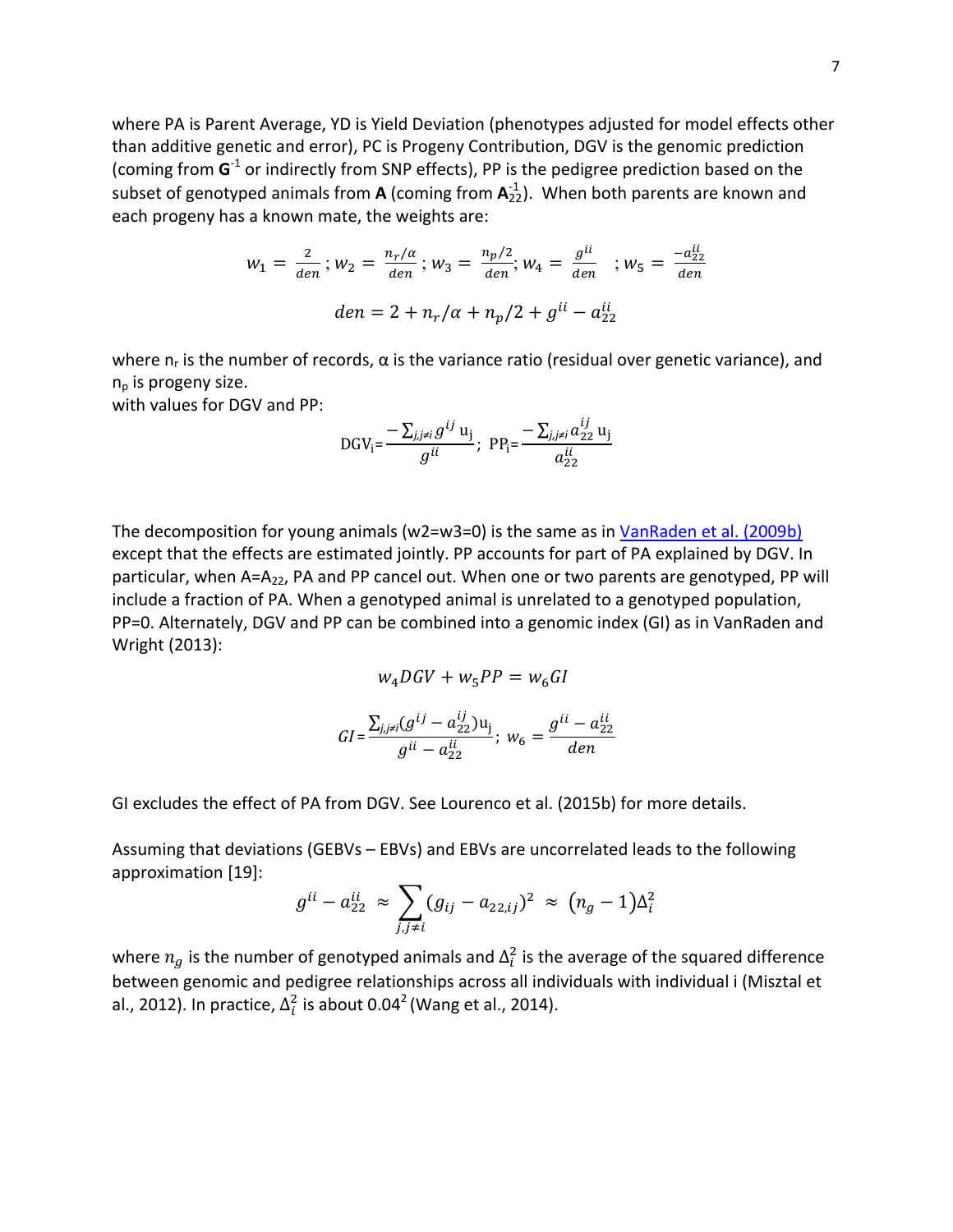where PA is Parent Average, YD is Yield Deviation (phenotypes adjusted for model effects other than additive genetic and error), PC is Progeny Contribution, DGV is the genomic prediction (coming from $\mathbf{G}^{-1}$ or indirectly from SNP effects), PP is the pedigree prediction based on the subset of genotyped animals from **A** (coming from $\mathbf{A}_{22}^{-1}$). When both parents are known and each progeny has a known mate, the weights are:

$$w_1 = \frac{2}{den}\,;\, w_2 = \frac{n_r/\alpha}{den}\,;\, w_3 = \frac{n_p/2}{den};\, w_4 = \frac{g^{ii}}{den} \quad ;\, w_5 = \frac{-a_{22}^{ii}}{den}$$

$$den = 2 + n_r/\alpha + n_p/2 + g^{ii} - a_{22}^{ii}$$

where $n_r$ is the number of records, α is the variance ratio (residual over genetic variance), and $n_p$ is progeny size.
with values for DGV and PP:

$$\mathrm{DGV_i} = \frac{-\sum_{j,j\neq i} g^{ij}\,\mathrm{u_j}}{g^{ii}};\;\; \mathrm{PP_i} = \frac{-\sum_{j,j\neq i} a_{22}^{ij}\,\mathrm{u_j}}{a_{22}^{ii}}$$

The decomposition for young animals (w2=w3=0) is the same as in VanRaden et al. (2009b) except that the effects are estimated jointly. PP accounts for part of PA explained by DGV. In particular, when A=$A_{22}$, PA and PP cancel out. When one or two parents are genotyped, PP will include a fraction of PA. When a genotyped animal is unrelated to a genotyped population, PP=0. Alternately, DGV and PP can be combined into a genomic index (GI) as in VanRaden and Wright (2013):

$$w_4 DGV + w_5 PP = w_6 GI$$

$$GI = \frac{\sum_{j,j\neq i}(g^{ij} - a_{22}^{ij})\mathrm{u_j}}{g^{ii} - a_{22}^{ii}};\;\; w_6 = \frac{g^{ii} - a_{22}^{ii}}{den}$$

GI excludes the effect of PA from DGV. See Lourenco et al. (2015b) for more details.

Assuming that deviations (GEBVs – EBVs) and EBVs are uncorrelated leads to the following approximation [19]:

$$g^{ii} - a_{22}^{ii} \;\approx\; \sum_{j,j\neq i}(g_{ij} - a_{22,ij})^2 \;\approx\; (n_g - 1)\Delta_i^2$$

where $n_g$ is the number of genotyped animals and $\Delta_i^2$ is the average of the squared difference between genomic and pedigree relationships across all individuals with individual i (Misztal et al., 2012). In practice, $\Delta_i^2$ is about $0.04^2$ (Wang et al., 2014).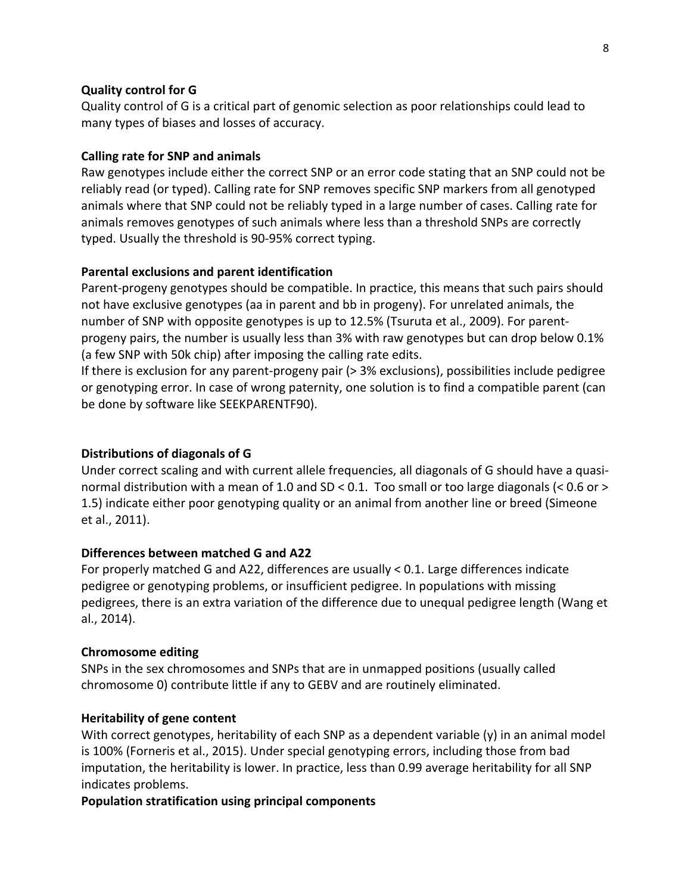**Quality control for G**

Quality control of G is a critical part of genomic selection as poor relationships could lead to many types of biases and losses of accuracy.

**Calling rate for SNP and animals**

Raw genotypes include either the correct SNP or an error code stating that an SNP could not be reliably read (or typed). Calling rate for SNP removes specific SNP markers from all genotyped animals where that SNP could not be reliably typed in a large number of cases. Calling rate for animals removes genotypes of such animals where less than a threshold SNPs are correctly typed. Usually the threshold is 90-95% correct typing.

**Parental exclusions and parent identification**

Parent-progeny genotypes should be compatible. In practice, this means that such pairs should not have exclusive genotypes (aa in parent and bb in progeny). For unrelated animals, the number of SNP with opposite genotypes is up to 12.5% (Tsuruta et al., 2009). For parent-progeny pairs, the number is usually less than 3% with raw genotypes but can drop below 0.1% (a few SNP with 50k chip) after imposing the calling rate edits.

If there is exclusion for any parent-progeny pair (> 3% exclusions), possibilities include pedigree or genotyping error. In case of wrong paternity, one solution is to find a compatible parent (can be done by software like SEEKPARENTF90).

**Distributions of diagonals of G**

Under correct scaling and with current allele frequencies, all diagonals of G should have a quasi-normal distribution with a mean of 1.0 and SD < 0.1. Too small or too large diagonals (< 0.6 or > 1.5) indicate either poor genotyping quality or an animal from another line or breed (Simeone et al., 2011).

**Differences between matched G and A22**

For properly matched G and A22, differences are usually < 0.1. Large differences indicate pedigree or genotyping problems, or insufficient pedigree. In populations with missing pedigrees, there is an extra variation of the difference due to unequal pedigree length (Wang et al., 2014).

**Chromosome editing**

SNPs in the sex chromosomes and SNPs that are in unmapped positions (usually called chromosome 0) contribute little if any to GEBV and are routinely eliminated.

**Heritability of gene content**

With correct genotypes, heritability of each SNP as a dependent variable (y) in an animal model is 100% (Forneris et al., 2015). Under special genotyping errors, including those from bad imputation, the heritability is lower. In practice, less than 0.99 average heritability for all SNP indicates problems.

**Population stratification using principal components**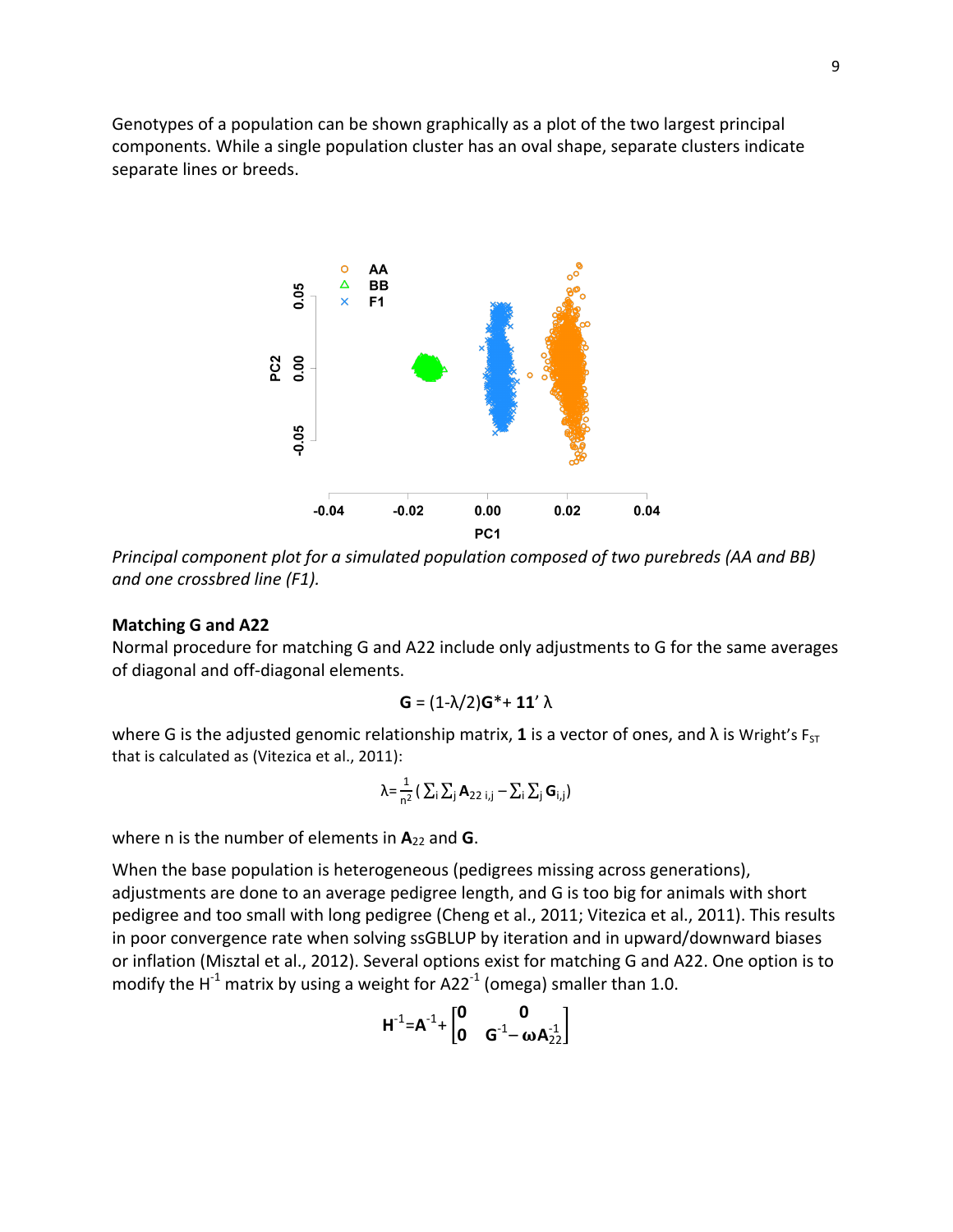Genotypes of a population can be shown graphically as a plot of the two largest principal components. While a single population cluster has an oval shape, separate clusters indicate separate lines or breeds.

*Principal component plot for a simulated population composed of two purebreds (AA and BB) and one crossbred line (F1).*

**Matching G and A22**

Normal procedure for matching G and A22 include only adjustments to G for the same averages of diagonal and off-diagonal elements.

$$\mathbf{G} = (1-\lambda/2)\mathbf{G}^* + \mathbf{11}'\lambda$$

where G is the adjusted genomic relationship matrix, $\mathbf{1}$ is a vector of ones, and $\lambda$ is Wright's $F_{ST}$ that is calculated as (Vitezica et al., 2011):

$$\lambda = \frac{1}{n^2}\left(\sum_i \sum_j \mathbf{A}_{22\ i,j} - \sum_i \sum_j \mathbf{G}_{i,j}\right)$$

where n is the number of elements in $\mathbf{A}_{22}$ and $\mathbf{G}$.

When the base population is heterogeneous (pedigrees missing across generations), adjustments are done to an average pedigree length, and G is too big for animals with short pedigree and too small with long pedigree (Cheng et al., 2011; Vitezica et al., 2011). This results in poor convergence rate when solving ssGBLUP by iteration and in upward/downward biases or inflation (Misztal et al., 2012). Several options exist for matching G and A22. One option is to modify the $H^{-1}$ matrix by using a weight for $A22^{-1}$ (omega) smaller than 1.0.

$$\mathbf{H}^{-1} = \mathbf{A}^{-1} + \begin{bmatrix} \mathbf{0} & \mathbf{0} \\ \mathbf{0} & \mathbf{G}^{-1} - \omega\mathbf{A}_{22}^{-1} \end{bmatrix}$$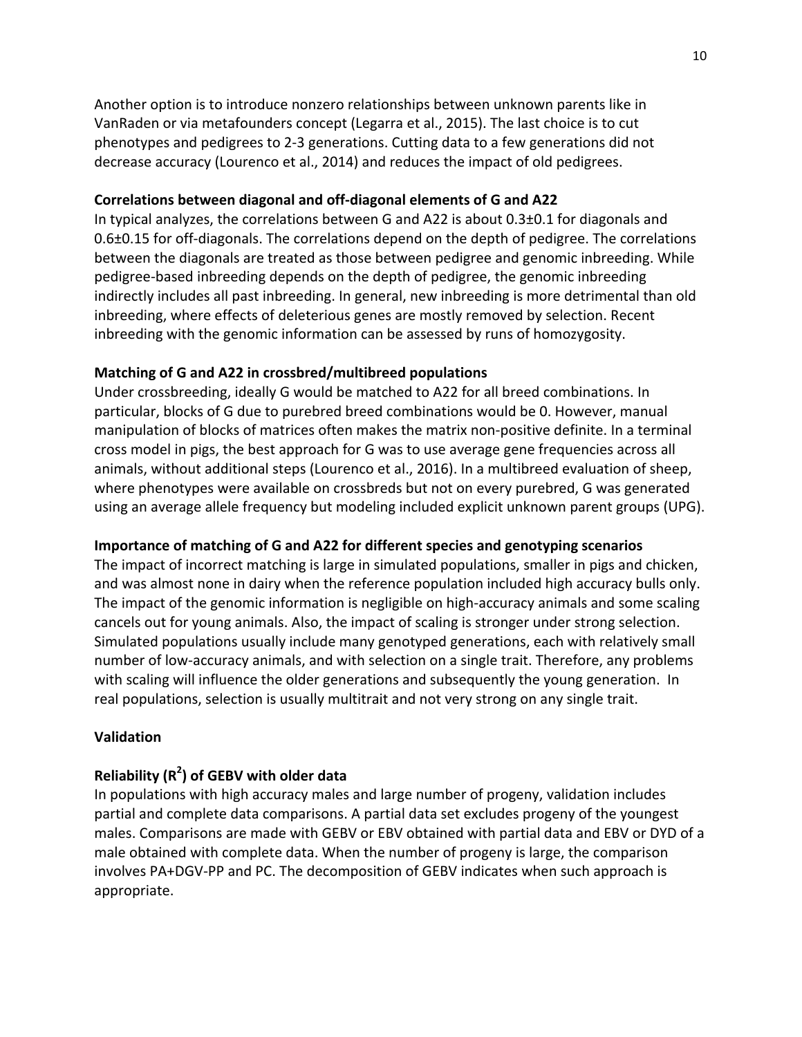Another option is to introduce nonzero relationships between unknown parents like in VanRaden or via metafounders concept (Legarra et al., 2015). The last choice is to cut phenotypes and pedigrees to 2-3 generations. Cutting data to a few generations did not decrease accuracy (Lourenco et al., 2014) and reduces the impact of old pedigrees.

**Correlations between diagonal and off-diagonal elements of G and A22**

In typical analyzes, the correlations between G and A22 is about 0.3±0.1 for diagonals and 0.6±0.15 for off-diagonals. The correlations depend on the depth of pedigree. The correlations between the diagonals are treated as those between pedigree and genomic inbreeding. While pedigree-based inbreeding depends on the depth of pedigree, the genomic inbreeding indirectly includes all past inbreeding. In general, new inbreeding is more detrimental than old inbreeding, where effects of deleterious genes are mostly removed by selection. Recent inbreeding with the genomic information can be assessed by runs of homozygosity.

**Matching of G and A22 in crossbred/multibreed populations**

Under crossbreeding, ideally G would be matched to A22 for all breed combinations. In particular, blocks of G due to purebred breed combinations would be 0. However, manual manipulation of blocks of matrices often makes the matrix non-positive definite. In a terminal cross model in pigs, the best approach for G was to use average gene frequencies across all animals, without additional steps (Lourenco et al., 2016). In a multibreed evaluation of sheep, where phenotypes were available on crossbreds but not on every purebred, G was generated using an average allele frequency but modeling included explicit unknown parent groups (UPG).

**Importance of matching of G and A22 for different species and genotyping scenarios**

The impact of incorrect matching is large in simulated populations, smaller in pigs and chicken, and was almost none in dairy when the reference population included high accuracy bulls only. The impact of the genomic information is negligible on high-accuracy animals and some scaling cancels out for young animals. Also, the impact of scaling is stronger under strong selection. Simulated populations usually include many genotyped generations, each with relatively small number of low-accuracy animals, and with selection on a single trait. Therefore, any problems with scaling will influence the older generations and subsequently the young generation. In real populations, selection is usually multitrait and not very strong on any single trait.

**Validation**

**Reliability ($R^2$) of GEBV with older data**

In populations with high accuracy males and large number of progeny, validation includes partial and complete data comparisons. A partial data set excludes progeny of the youngest males. Comparisons are made with GEBV or EBV obtained with partial data and EBV or DYD of a male obtained with complete data. When the number of progeny is large, the comparison involves PA+DGV-PP and PC. The decomposition of GEBV indicates when such approach is appropriate.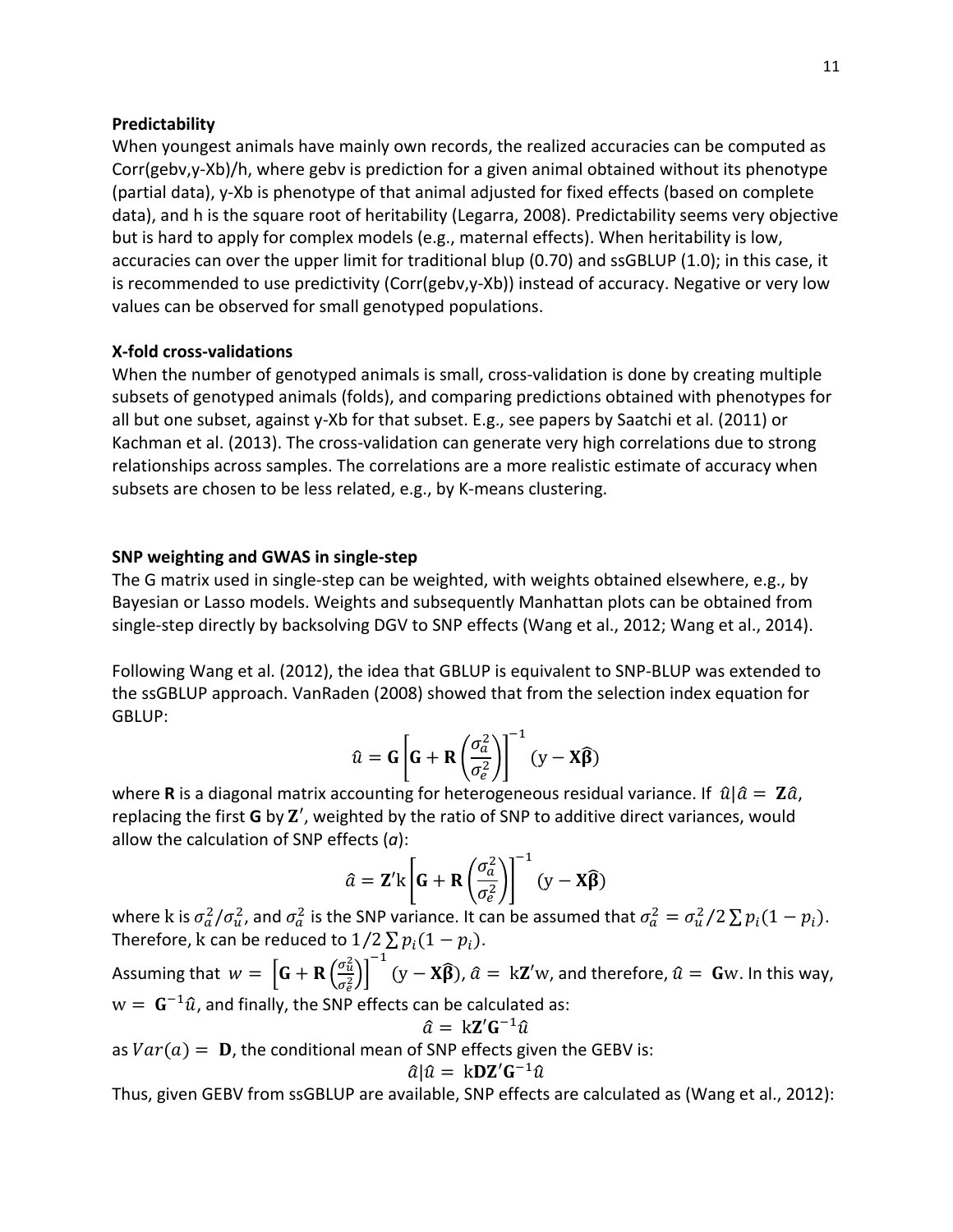**Predictability**

When youngest animals have mainly own records, the realized accuracies can be computed as Corr(gebv,y-Xb)/h, where gebv is prediction for a given animal obtained without its phenotype (partial data), y-Xb is phenotype of that animal adjusted for fixed effects (based on complete data), and h is the square root of heritability (Legarra, 2008). Predictability seems very objective but is hard to apply for complex models (e.g., maternal effects). When heritability is low, accuracies can over the upper limit for traditional blup (0.70) and ssGBLUP (1.0); in this case, it is recommended to use predictivity (Corr(gebv,y-Xb)) instead of accuracy. Negative or very low values can be observed for small genotyped populations.

**X-fold cross-validations**

When the number of genotyped animals is small, cross-validation is done by creating multiple subsets of genotyped animals (folds), and comparing predictions obtained with phenotypes for all but one subset, against y-Xb for that subset. E.g., see papers by Saatchi et al. (2011) or Kachman et al. (2013). The cross-validation can generate very high correlations due to strong relationships across samples. The correlations are a more realistic estimate of accuracy when subsets are chosen to be less related, e.g., by K-means clustering.

**SNP weighting and GWAS in single-step**

The G matrix used in single-step can be weighted, with weights obtained elsewhere, e.g., by Bayesian or Lasso models. Weights and subsequently Manhattan plots can be obtained from single-step directly by backsolving DGV to SNP effects (Wang et al., 2012; Wang et al., 2014).

Following Wang et al. (2012), the idea that GBLUP is equivalent to SNP-BLUP was extended to the ssGBLUP approach. VanRaden (2008) showed that from the selection index equation for GBLUP:

$$\hat{u} = \mathbf{G}\left[\mathbf{G} + \mathbf{R}\left(\frac{\sigma_a^2}{\sigma_e^2}\right)\right]^{-1}(\mathrm{y} - \mathbf{X}\widehat{\boldsymbol{\beta}})$$

where **R** is a diagonal matrix accounting for heterogeneous residual variance. If $\hat{u}|\hat{a} = \mathbf{Z}\hat{a}$, replacing the first **G** by $\mathbf{Z}'$, weighted by the ratio of SNP to additive direct variances, would allow the calculation of SNP effects (*a*):

$$\hat{a} = \mathbf{Z}'\mathrm{k}\left[\mathbf{G} + \mathbf{R}\left(\frac{\sigma_a^2}{\sigma_e^2}\right)\right]^{-1}(\mathrm{y} - \mathbf{X}\widehat{\boldsymbol{\beta}})$$

where k is $\sigma_a^2/\sigma_u^2$, and $\sigma_a^2$ is the SNP variance. It can be assumed that $\sigma_a^2 = \sigma_u^2/2\sum p_i(1-p_i)$. Therefore, k can be reduced to $1/2\sum p_i(1-p_i)$.

Assuming that $w = \left[\mathbf{G} + \mathbf{R}\left(\frac{\sigma_u^2}{\sigma_e^2}\right)\right]^{-1}(\mathrm{y} - \mathbf{X}\widehat{\boldsymbol{\beta}})$, $\hat{a} = \mathrm{k}\mathbf{Z}'\mathrm{w}$, and therefore, $\hat{u} = \mathbf{G}\mathrm{w}$. In this way, $\mathrm{w} = \mathbf{G}^{-1}\hat{u}$, and finally, the SNP effects can be calculated as:

$$\hat{a} = \mathrm{k}\mathbf{Z}'\mathbf{G}^{-1}\hat{u}$$

as $Var(a) = \mathbf{D}$, the conditional mean of SNP effects given the GEBV is:

$$\hat{a}|\hat{u} = \mathrm{k}\mathbf{D}\mathbf{Z}'\mathbf{G}^{-1}\hat{u}$$

Thus, given GEBV from ssGBLUP are available, SNP effects are calculated as (Wang et al., 2012):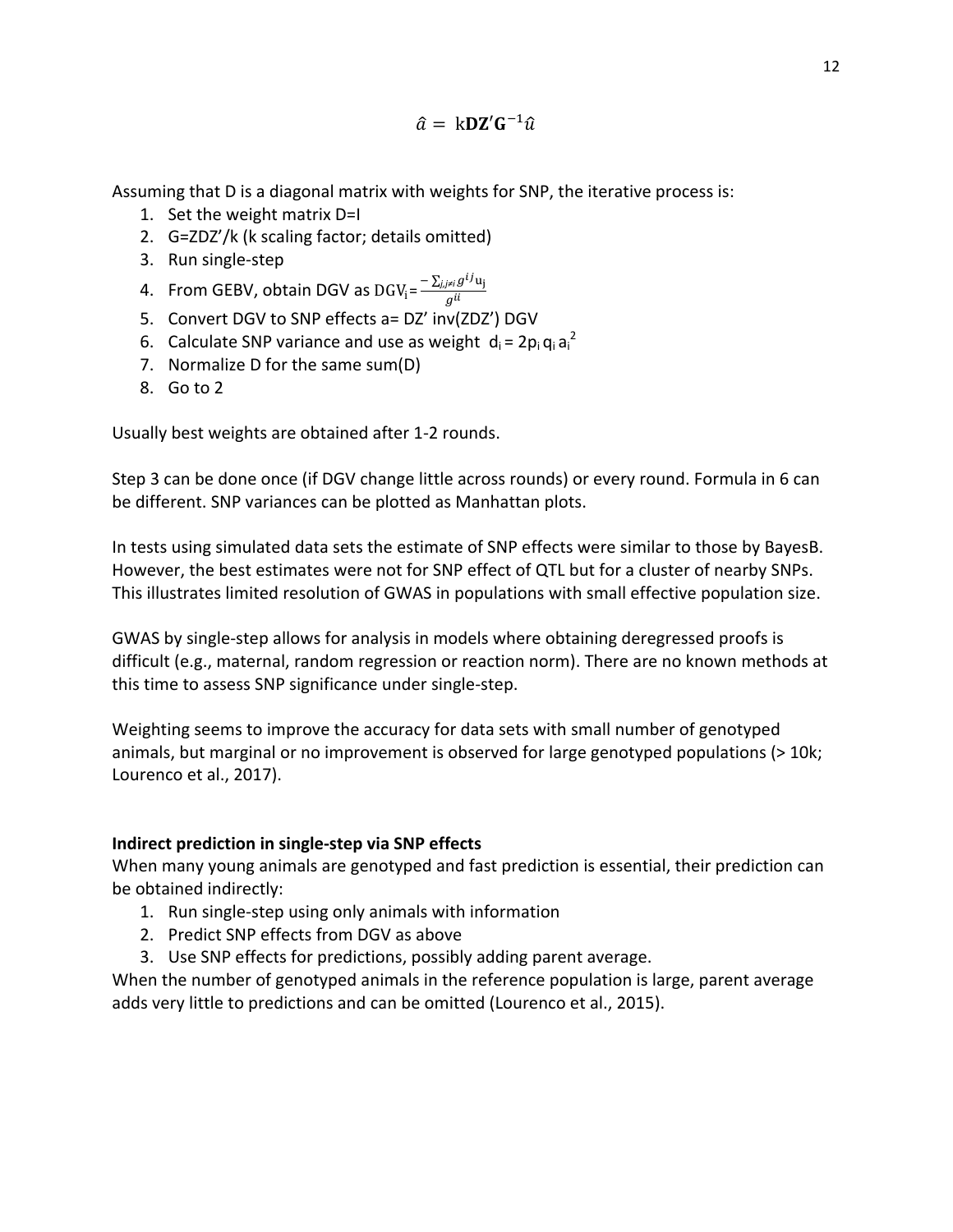$$\hat{a} = \mathrm{k}\mathbf{D}\mathbf{Z}'\mathbf{G}^{-1}\hat{u}$$

Assuming that D is a diagonal matrix with weights for SNP, the iterative process is:

1. Set the weight matrix D=I
2. G=ZDZ'/k (k scaling factor; details omitted)
3. Run single-step
4. From GEBV, obtain DGV as $\mathrm{DGV_i} = \frac{-\sum_{j,j \neq i} g^{ij} \mathrm{u_j}}{g^{ii}}$
5. Convert DGV to SNP effects a= DZ' inv(ZDZ') DGV
6. Calculate SNP variance and use as weight $d_i = 2p_i q_i a_i^2$
7. Normalize D for the same sum(D)
8. Go to 2

Usually best weights are obtained after 1-2 rounds.

Step 3 can be done once (if DGV change little across rounds) or every round. Formula in 6 can be different. SNP variances can be plotted as Manhattan plots.

In tests using simulated data sets the estimate of SNP effects were similar to those by BayesB. However, the best estimates were not for SNP effect of QTL but for a cluster of nearby SNPs. This illustrates limited resolution of GWAS in populations with small effective population size.

GWAS by single-step allows for analysis in models where obtaining deregressed proofs is difficult (e.g., maternal, random regression or reaction norm). There are no known methods at this time to assess SNP significance under single-step.

Weighting seems to improve the accuracy for data sets with small number of genotyped animals, but marginal or no improvement is observed for large genotyped populations (> 10k; Lourenco et al., 2017).

**Indirect prediction in single-step via SNP effects**

When many young animals are genotyped and fast prediction is essential, their prediction can be obtained indirectly:

1. Run single-step using only animals with information
2. Predict SNP effects from DGV as above
3. Use SNP effects for predictions, possibly adding parent average.

When the number of genotyped animals in the reference population is large, parent average adds very little to predictions and can be omitted (Lourenco et al., 2015).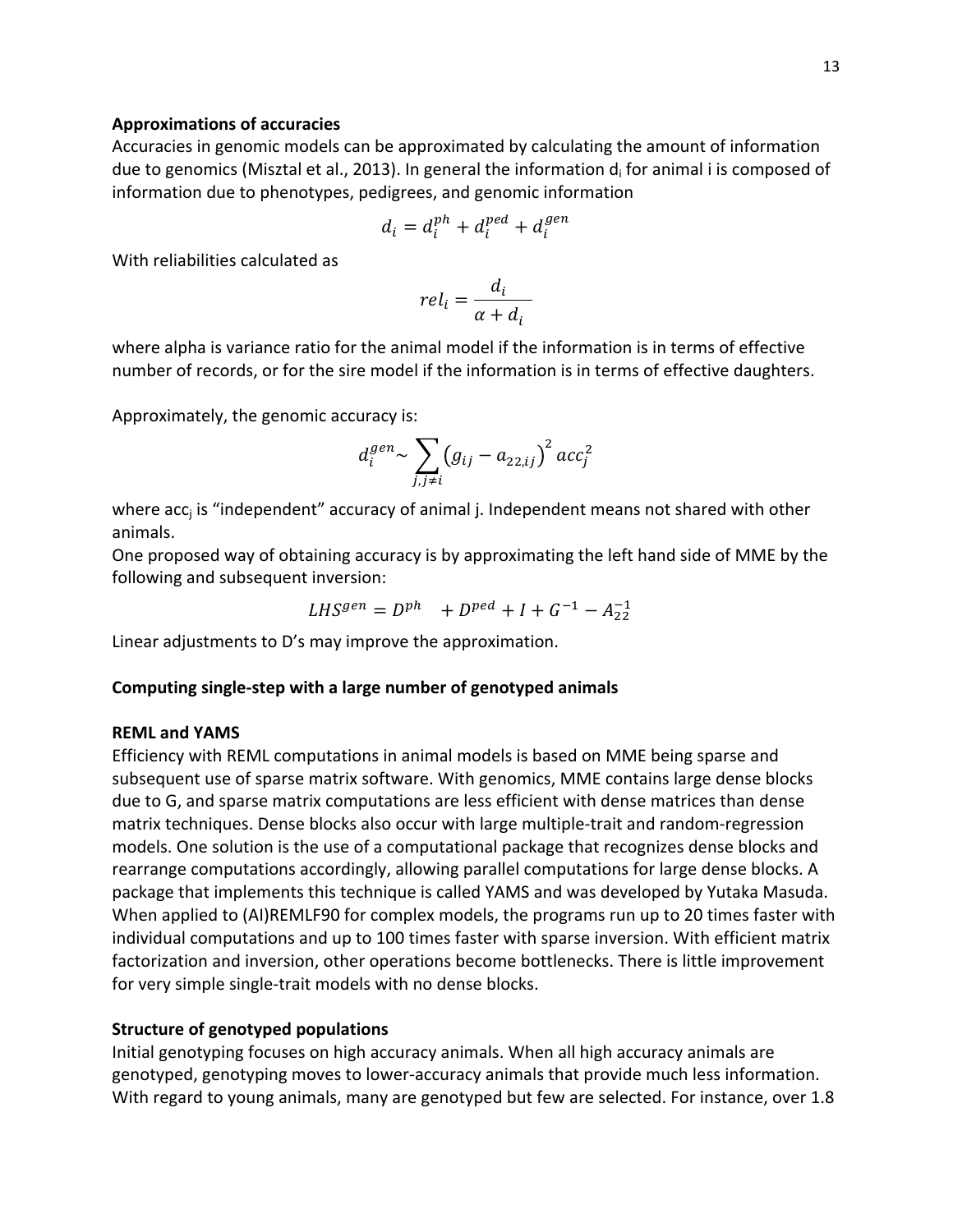**Approximations of accuracies**

Accuracies in genomic models can be approximated by calculating the amount of information due to genomics (Misztal et al., 2013). In general the information $d_i$ for animal i is composed of information due to phenotypes, pedigrees, and genomic information

$$d_i = d_i^{ph} + d_i^{ped} + d_i^{gen}$$

With reliabilities calculated as

$$rel_i = \frac{d_i}{\alpha + d_i}$$

where alpha is variance ratio for the animal model if the information is in terms of effective number of records, or for the sire model if the information is in terms of effective daughters.

Approximately, the genomic accuracy is:

$$d_i^{gen} \sim \sum_{j, j \neq i} \left(g_{ij} - a_{22,ij}\right)^2 acc_j^2$$

where $acc_j$ is "independent" accuracy of animal j. Independent means not shared with other animals.

One proposed way of obtaining accuracy is by approximating the left hand side of MME by the following and subsequent inversion:

$$LHS^{gen} = D^{ph} \quad + D^{ped} + I + G^{-1} - A_{22}^{-1}$$

Linear adjustments to D's may improve the approximation.

**Computing single-step with a large number of genotyped animals**

**REML and YAMS**

Efficiency with REML computations in animal models is based on MME being sparse and subsequent use of sparse matrix software. With genomics, MME contains large dense blocks due to G, and sparse matrix computations are less efficient with dense matrices than dense matrix techniques. Dense blocks also occur with large multiple-trait and random-regression models. One solution is the use of a computational package that recognizes dense blocks and rearrange computations accordingly, allowing parallel computations for large dense blocks. A package that implements this technique is called YAMS and was developed by Yutaka Masuda. When applied to (AI)REMLF90 for complex models, the programs run up to 20 times faster with individual computations and up to 100 times faster with sparse inversion. With efficient matrix factorization and inversion, other operations become bottlenecks. There is little improvement for very simple single-trait models with no dense blocks.

**Structure of genotyped populations**

Initial genotyping focuses on high accuracy animals. When all high accuracy animals are genotyped, genotyping moves to lower-accuracy animals that provide much less information. With regard to young animals, many are genotyped but few are selected. For instance, over 1.8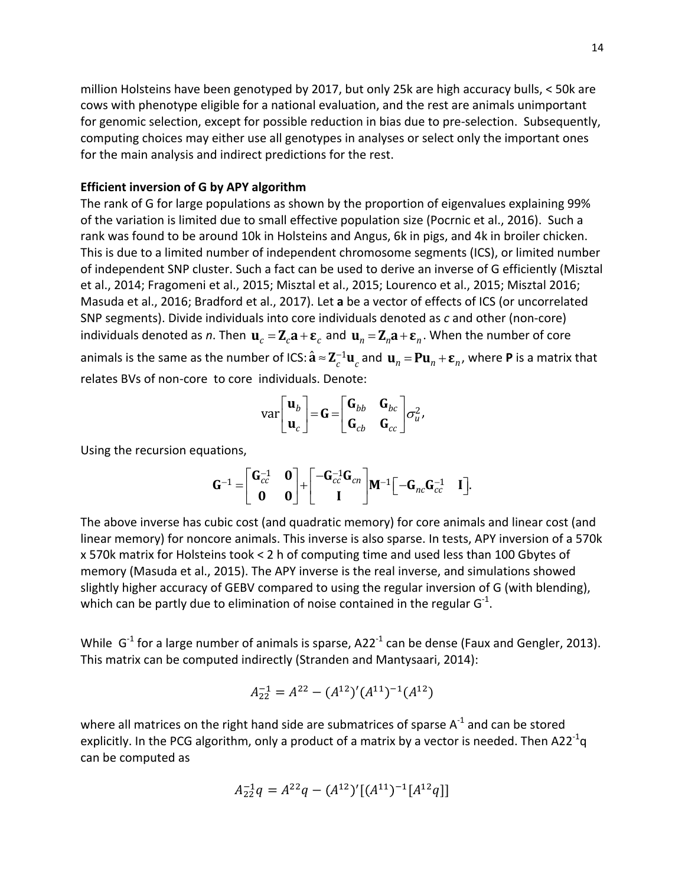million Holsteins have been genotyped by 2017, but only 25k are high accuracy bulls, < 50k are cows with phenotype eligible for a national evaluation, and the rest are animals unimportant for genomic selection, except for possible reduction in bias due to pre-selection. Subsequently, computing choices may either use all genotypes in analyses or select only the important ones for the main analysis and indirect predictions for the rest.

**Efficient inversion of G by APY algorithm**

The rank of G for large populations as shown by the proportion of eigenvalues explaining 99% of the variation is limited due to small effective population size (Pocrnic et al., 2016). Such a rank was found to be around 10k in Holsteins and Angus, 6k in pigs, and 4k in broiler chicken. This is due to a limited number of independent chromosome segments (ICS), or limited number of independent SNP cluster. Such a fact can be used to derive an inverse of G efficiently (Misztal et al., 2014; Fragomeni et al., 2015; Misztal et al., 2015; Lourenco et al., 2015; Misztal 2016; Masuda et al., 2016; Bradford et al., 2017). Let **a** be a vector of effects of ICS (or uncorrelated SNP segments). Divide individuals into core individuals denoted as *c* and other (non-core) individuals denoted as *n*. Then $\mathbf{u}_c = \mathbf{Z}_c\mathbf{a} + \boldsymbol{\varepsilon}_c$ and $\mathbf{u}_n = \mathbf{Z}_n\mathbf{a} + \boldsymbol{\varepsilon}_n$. When the number of core animals is the same as the number of ICS: $\hat{\mathbf{a}} \approx \mathbf{Z}_c^{-1}\mathbf{u}_c$ and $\mathbf{u}_n = \mathbf{P}\mathbf{u}_n + \boldsymbol{\varepsilon}_n$, where **P** is a matrix that relates BVs of non-core to core individuals. Denote:

$$\mathrm{var}\begin{bmatrix}\mathbf{u}_b \\ \mathbf{u}_c\end{bmatrix} = \mathbf{G} = \begin{bmatrix}\mathbf{G}_{bb} & \mathbf{G}_{bc} \\ \mathbf{G}_{cb} & \mathbf{G}_{cc}\end{bmatrix}\sigma_u^2,$$

Using the recursion equations,

$$\mathbf{G}^{-1} = \begin{bmatrix}\mathbf{G}_{cc}^{-1} & \mathbf{0} \\ \mathbf{0} & \mathbf{0}\end{bmatrix} + \begin{bmatrix}-\mathbf{G}_{cc}^{-1}\mathbf{G}_{cn} \\ \mathbf{I}\end{bmatrix}\mathbf{M}^{-1}\begin{bmatrix}-\mathbf{G}_{nc}\mathbf{G}_{cc}^{-1} & \mathbf{I}\end{bmatrix}.$$

The above inverse has cubic cost (and quadratic memory) for core animals and linear cost (and linear memory) for noncore animals. This inverse is also sparse. In tests, APY inversion of a 570k x 570k matrix for Holsteins took < 2 h of computing time and used less than 100 Gbytes of memory (Masuda et al., 2015). The APY inverse is the real inverse, and simulations showed slightly higher accuracy of GEBV compared to using the regular inversion of G (with blending), which can be partly due to elimination of noise contained in the regular $G^{-1}$.

While $G^{-1}$ for a large number of animals is sparse, $A22^{-1}$ can be dense (Faux and Gengler, 2013). This matrix can be computed indirectly (Stranden and Mantysaari, 2014):

$$A_{22}^{-1} = A^{22} - (A^{12})'(A^{11})^{-1}(A^{12})$$

where all matrices on the right hand side are submatrices of sparse $A^{-1}$ and can be stored explicitly. In the PCG algorithm, only a product of a matrix by a vector is needed. Then $A22^{-1}q$ can be computed as

$$A_{22}^{-1}q = A^{22}q - (A^{12})'[(A^{11})^{-1}[A^{12}q]]$$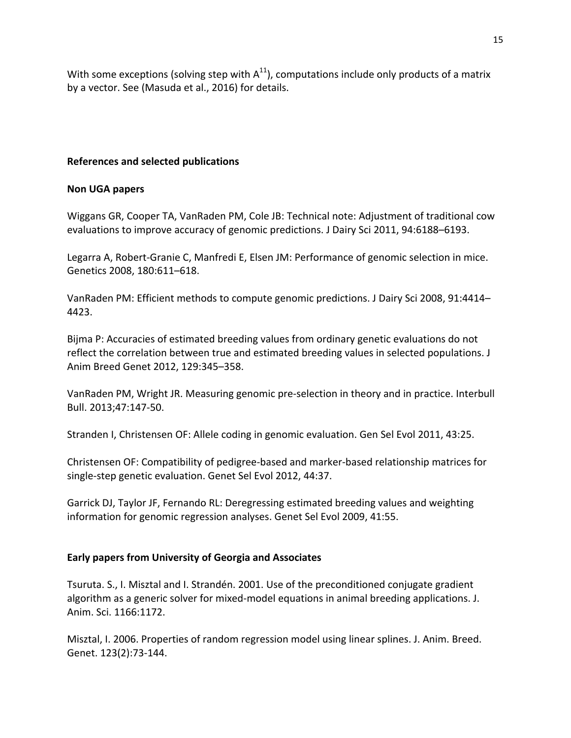With some exceptions (solving step with $A^{11}$), computations include only products of a matrix by a vector. See (Masuda et al., 2016) for details.

## References and selected publications

### Non UGA papers

Wiggans GR, Cooper TA, VanRaden PM, Cole JB: Technical note: Adjustment of traditional cow evaluations to improve accuracy of genomic predictions. J Dairy Sci 2011, 94:6188–6193.

Legarra A, Robert-Granie C, Manfredi E, Elsen JM: Performance of genomic selection in mice. Genetics 2008, 180:611–618.

VanRaden PM: Efficient methods to compute genomic predictions. J Dairy Sci 2008, 91:4414–4423.

Bijma P: Accuracies of estimated breeding values from ordinary genetic evaluations do not reflect the correlation between true and estimated breeding values in selected populations. J Anim Breed Genet 2012, 129:345–358.

VanRaden PM, Wright JR. Measuring genomic pre-selection in theory and in practice. Interbull Bull. 2013;47:147-50.

Stranden I, Christensen OF: Allele coding in genomic evaluation. Gen Sel Evol 2011, 43:25.

Christensen OF: Compatibility of pedigree-based and marker-based relationship matrices for single-step genetic evaluation. Genet Sel Evol 2012, 44:37.

Garrick DJ, Taylor JF, Fernando RL: Deregressing estimated breeding values and weighting information for genomic regression analyses. Genet Sel Evol 2009, 41:55.

### Early papers from University of Georgia and Associates

Tsuruta. S., I. Misztal and I. Strandén. 2001. Use of the preconditioned conjugate gradient algorithm as a generic solver for mixed-model equations in animal breeding applications. J. Anim. Sci. 1166:1172.

Misztal, I. 2006. Properties of random regression model using linear splines. J. Anim. Breed. Genet. 123(2):73-144.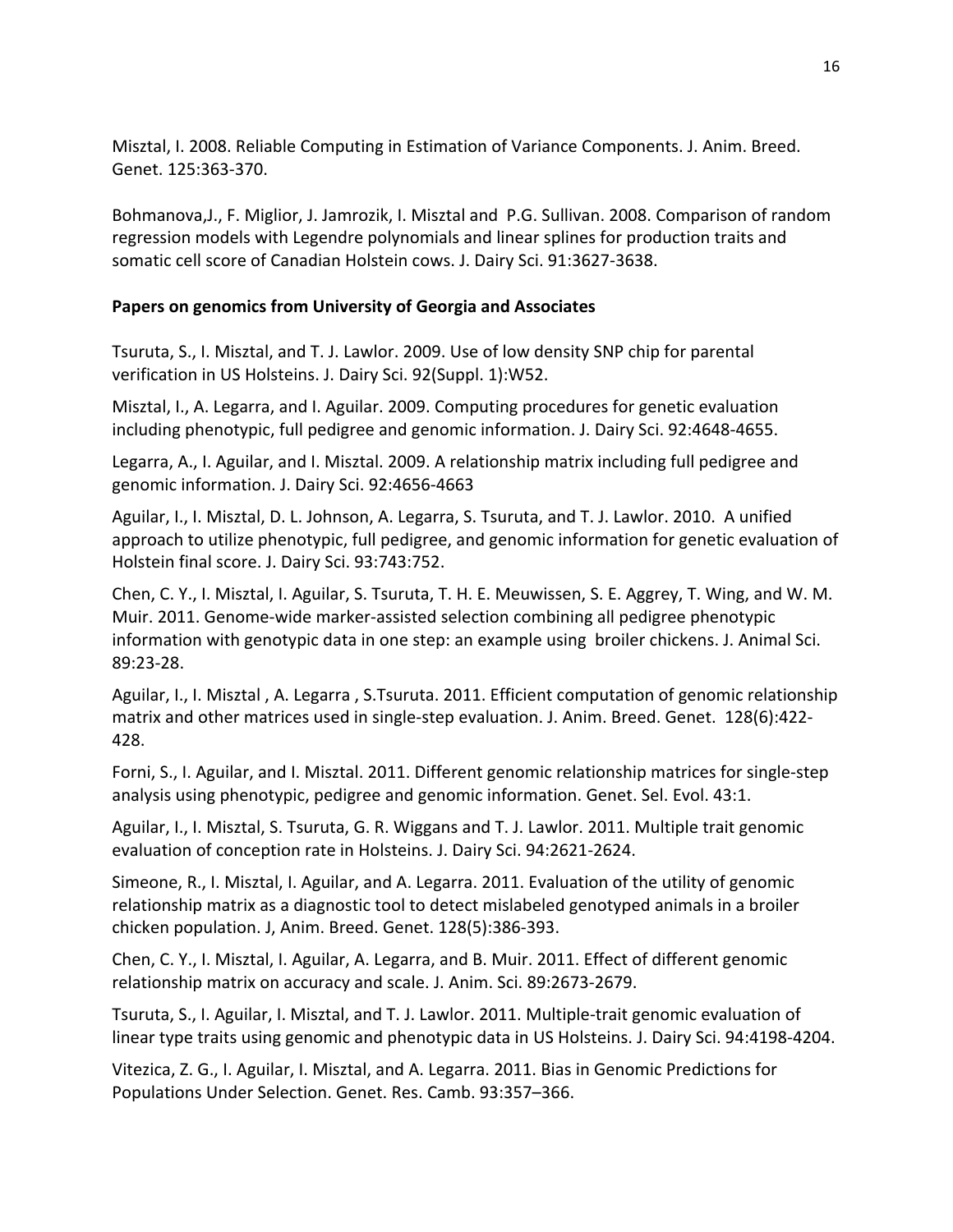Misztal, I. 2008. Reliable Computing in Estimation of Variance Components. J. Anim. Breed. Genet. 125:363-370.

Bohmanova,J., F. Miglior, J. Jamrozik, I. Misztal and P.G. Sullivan. 2008. Comparison of random regression models with Legendre polynomials and linear splines for production traits and somatic cell score of Canadian Holstein cows. J. Dairy Sci. 91:3627-3638.

**Papers on genomics from University of Georgia and Associates**

Tsuruta, S., I. Misztal, and T. J. Lawlor. 2009. Use of low density SNP chip for parental verification in US Holsteins. J. Dairy Sci. 92(Suppl. 1):W52.

Misztal, I., A. Legarra, and I. Aguilar. 2009. Computing procedures for genetic evaluation including phenotypic, full pedigree and genomic information. J. Dairy Sci. 92:4648-4655.

Legarra, A., I. Aguilar, and I. Misztal. 2009. A relationship matrix including full pedigree and genomic information. J. Dairy Sci. 92:4656-4663

Aguilar, I., I. Misztal, D. L. Johnson, A. Legarra, S. Tsuruta, and T. J. Lawlor. 2010. A unified approach to utilize phenotypic, full pedigree, and genomic information for genetic evaluation of Holstein final score. J. Dairy Sci. 93:743:752.

Chen, C. Y., I. Misztal, I. Aguilar, S. Tsuruta, T. H. E. Meuwissen, S. E. Aggrey, T. Wing, and W. M. Muir. 2011. Genome-wide marker-assisted selection combining all pedigree phenotypic information with genotypic data in one step: an example using broiler chickens. J. Animal Sci. 89:23-28.

Aguilar, I., I. Misztal , A. Legarra , S.Tsuruta. 2011. Efficient computation of genomic relationship matrix and other matrices used in single-step evaluation. J. Anim. Breed. Genet. 128(6):422-428.

Forni, S., I. Aguilar, and I. Misztal. 2011. Different genomic relationship matrices for single-step analysis using phenotypic, pedigree and genomic information. Genet. Sel. Evol. 43:1.

Aguilar, I., I. Misztal, S. Tsuruta, G. R. Wiggans and T. J. Lawlor. 2011. Multiple trait genomic evaluation of conception rate in Holsteins. J. Dairy Sci. 94:2621-2624.

Simeone, R., I. Misztal, I. Aguilar, and A. Legarra. 2011. Evaluation of the utility of genomic relationship matrix as a diagnostic tool to detect mislabeled genotyped animals in a broiler chicken population. J, Anim. Breed. Genet. 128(5):386-393.

Chen, C. Y., I. Misztal, I. Aguilar, A. Legarra, and B. Muir. 2011. Effect of different genomic relationship matrix on accuracy and scale. J. Anim. Sci. 89:2673-2679.

Tsuruta, S., I. Aguilar, I. Misztal, and T. J. Lawlor. 2011. Multiple-trait genomic evaluation of linear type traits using genomic and phenotypic data in US Holsteins. J. Dairy Sci. 94:4198-4204.

Vitezica, Z. G., I. Aguilar, I. Misztal, and A. Legarra. 2011. Bias in Genomic Predictions for Populations Under Selection. Genet. Res. Camb. 93:357–366.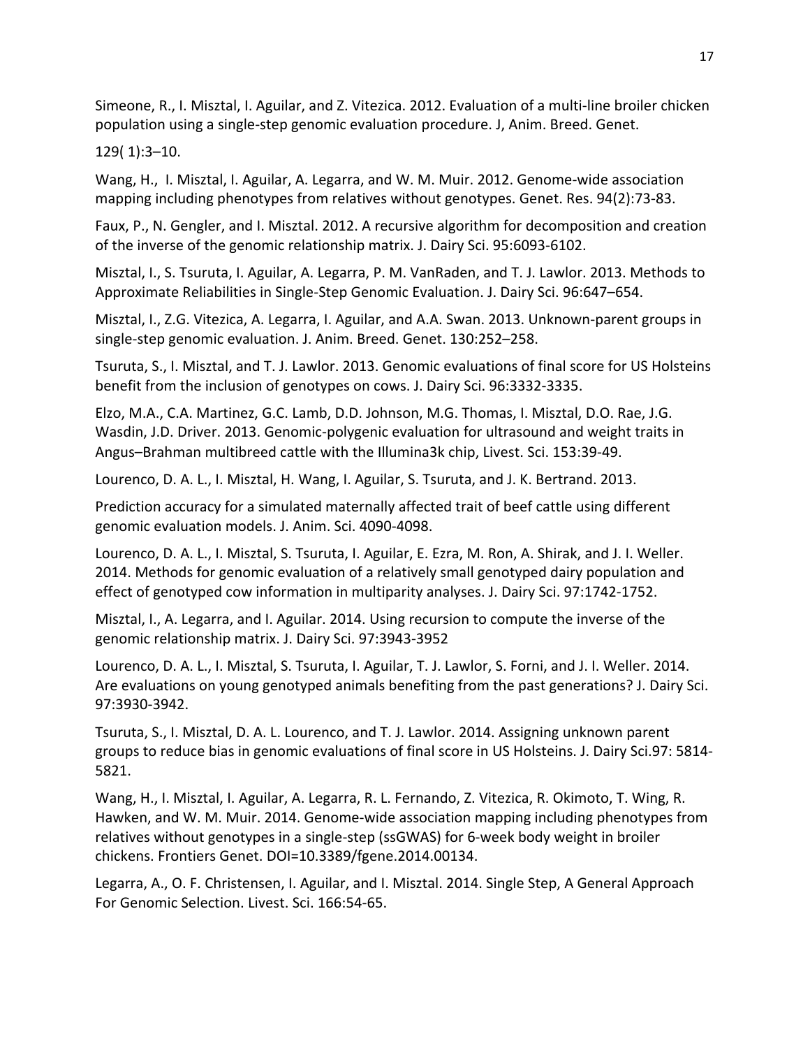Simeone, R., I. Misztal, I. Aguilar, and Z. Vitezica. 2012. Evaluation of a multi-line broiler chicken population using a single-step genomic evaluation procedure. J, Anim. Breed. Genet.

129( 1):3–10.

Wang, H., I. Misztal, I. Aguilar, A. Legarra, and W. M. Muir. 2012. Genome-wide association mapping including phenotypes from relatives without genotypes. Genet. Res. 94(2):73-83.

Faux, P., N. Gengler, and I. Misztal. 2012. A recursive algorithm for decomposition and creation of the inverse of the genomic relationship matrix. J. Dairy Sci. 95:6093-6102.

Misztal, I., S. Tsuruta, I. Aguilar, A. Legarra, P. M. VanRaden, and T. J. Lawlor. 2013. Methods to Approximate Reliabilities in Single-Step Genomic Evaluation. J. Dairy Sci. 96:647–654.

Misztal, I., Z.G. Vitezica, A. Legarra, I. Aguilar, and A.A. Swan. 2013. Unknown-parent groups in single-step genomic evaluation. J. Anim. Breed. Genet. 130:252–258.

Tsuruta, S., I. Misztal, and T. J. Lawlor. 2013. Genomic evaluations of final score for US Holsteins benefit from the inclusion of genotypes on cows. J. Dairy Sci. 96:3332-3335.

Elzo, M.A., C.A. Martinez, G.C. Lamb, D.D. Johnson, M.G. Thomas, I. Misztal, D.O. Rae, J.G. Wasdin, J.D. Driver. 2013. Genomic-polygenic evaluation for ultrasound and weight traits in Angus–Brahman multibreed cattle with the Illumina3k chip, Livest. Sci. 153:39-49.

Lourenco, D. A. L., I. Misztal, H. Wang, I. Aguilar, S. Tsuruta, and J. K. Bertrand. 2013.

Prediction accuracy for a simulated maternally affected trait of beef cattle using different genomic evaluation models. J. Anim. Sci. 4090-4098.

Lourenco, D. A. L., I. Misztal, S. Tsuruta, I. Aguilar, E. Ezra, M. Ron, A. Shirak, and J. I. Weller. 2014. Methods for genomic evaluation of a relatively small genotyped dairy population and effect of genotyped cow information in multiparity analyses. J. Dairy Sci. 97:1742-1752.

Misztal, I., A. Legarra, and I. Aguilar. 2014. Using recursion to compute the inverse of the genomic relationship matrix. J. Dairy Sci. 97:3943-3952

Lourenco, D. A. L., I. Misztal, S. Tsuruta, I. Aguilar, T. J. Lawlor, S. Forni, and J. I. Weller. 2014. Are evaluations on young genotyped animals benefiting from the past generations? J. Dairy Sci. 97:3930-3942.

Tsuruta, S., I. Misztal, D. A. L. Lourenco, and T. J. Lawlor. 2014. Assigning unknown parent groups to reduce bias in genomic evaluations of final score in US Holsteins. J. Dairy Sci.97: 5814-5821.

Wang, H., I. Misztal, I. Aguilar, A. Legarra, R. L. Fernando, Z. Vitezica, R. Okimoto, T. Wing, R. Hawken, and W. M. Muir. 2014. Genome-wide association mapping including phenotypes from relatives without genotypes in a single-step (ssGWAS) for 6-week body weight in broiler chickens. Frontiers Genet. DOI=10.3389/fgene.2014.00134.

Legarra, A., O. F. Christensen, I. Aguilar, and I. Misztal. 2014. Single Step, A General Approach For Genomic Selection. Livest. Sci. 166:54-65.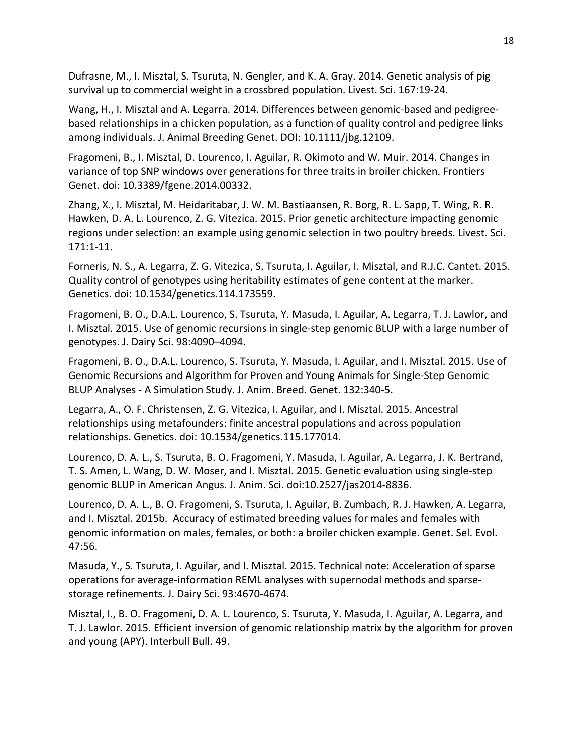Dufrasne, M., I. Misztal, S. Tsuruta, N. Gengler, and K. A. Gray. 2014. Genetic analysis of pig survival up to commercial weight in a crossbred population. Livest. Sci. 167:19-24.

Wang, H., I. Misztal and A. Legarra. 2014. Differences between genomic-based and pedigree-based relationships in a chicken population, as a function of quality control and pedigree links among individuals. J. Animal Breeding Genet. DOI: 10.1111/jbg.12109.

Fragomeni, B., I. Misztal, D. Lourenco, I. Aguilar, R. Okimoto and W. Muir. 2014. Changes in variance of top SNP windows over generations for three traits in broiler chicken. Frontiers Genet. doi: 10.3389/fgene.2014.00332.

Zhang, X., I. Misztal, M. Heidaritabar, J. W. M. Bastiaansen, R. Borg, R. L. Sapp, T. Wing, R. R. Hawken, D. A. L. Lourenco, Z. G. Vitezica. 2015. Prior genetic architecture impacting genomic regions under selection: an example using genomic selection in two poultry breeds. Livest. Sci. 171:1-11.

Forneris, N. S., A. Legarra, Z. G. Vitezica, S. Tsuruta, I. Aguilar, I. Misztal, and R.J.C. Cantet. 2015. Quality control of genotypes using heritability estimates of gene content at the marker. Genetics. doi: 10.1534/genetics.114.173559.

Fragomeni, B. O., D.A.L. Lourenco, S. Tsuruta, Y. Masuda, I. Aguilar, A. Legarra, T. J. Lawlor, and I. Misztal. 2015. Use of genomic recursions in single-step genomic BLUP with a large number of genotypes. J. Dairy Sci. 98:4090–4094.

Fragomeni, B. O., D.A.L. Lourenco, S. Tsuruta, Y. Masuda, I. Aguilar, and I. Misztal. 2015. Use of Genomic Recursions and Algorithm for Proven and Young Animals for Single-Step Genomic BLUP Analyses - A Simulation Study. J. Anim. Breed. Genet. 132:340-5.

Legarra, A., O. F. Christensen, Z. G. Vitezica, I. Aguilar, and I. Misztal. 2015. Ancestral relationships using metafounders: finite ancestral populations and across population relationships. Genetics. doi: 10.1534/genetics.115.177014.

Lourenco, D. A. L., S. Tsuruta, B. O. Fragomeni, Y. Masuda, I. Aguilar, A. Legarra, J. K. Bertrand, T. S. Amen, L. Wang, D. W. Moser, and I. Misztal. 2015. Genetic evaluation using single-step genomic BLUP in American Angus. J. Anim. Sci. doi:10.2527/jas2014-8836.

Lourenco, D. A. L., B. O. Fragomeni, S. Tsuruta, I. Aguilar, B. Zumbach, R. J. Hawken, A. Legarra, and I. Misztal. 2015b. Accuracy of estimated breeding values for males and females with genomic information on males, females, or both: a broiler chicken example. Genet. Sel. Evol. 47:56.

Masuda, Y., S. Tsuruta, I. Aguilar, and I. Misztal. 2015. Technical note: Acceleration of sparse operations for average-information REML analyses with supernodal methods and sparse-storage refinements. J. Dairy Sci. 93:4670-4674.

Misztal, I., B. O. Fragomeni, D. A. L. Lourenco, S. Tsuruta, Y. Masuda, I. Aguilar, A. Legarra, and T. J. Lawlor. 2015. Efficient inversion of genomic relationship matrix by the algorithm for proven and young (APY). Interbull Bull. 49.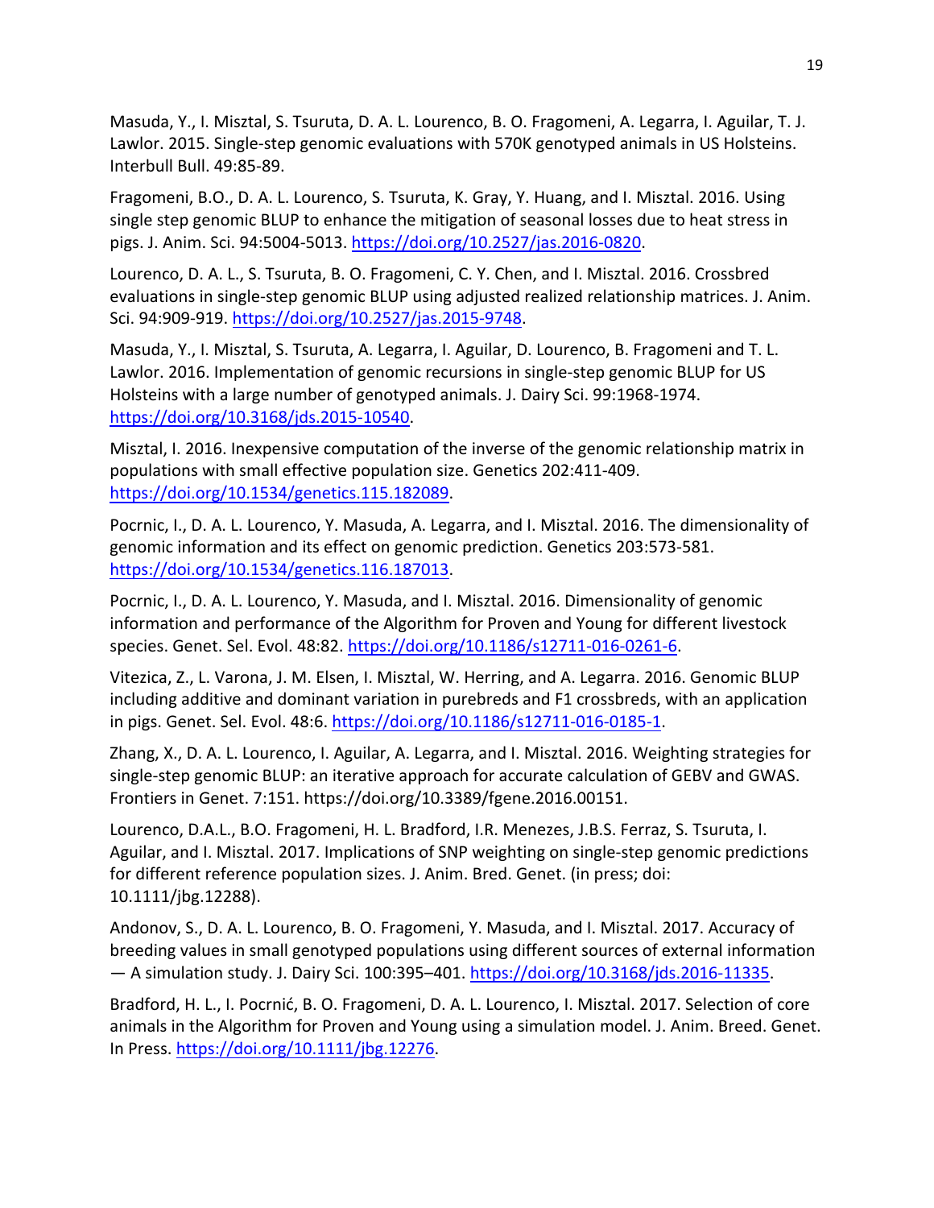Masuda, Y., I. Misztal, S. Tsuruta, D. A. L. Lourenco, B. O. Fragomeni, A. Legarra, I. Aguilar, T. J. Lawlor. 2015. Single-step genomic evaluations with 570K genotyped animals in US Holsteins. Interbull Bull. 49:85-89.

Fragomeni, B.O., D. A. L. Lourenco, S. Tsuruta, K. Gray, Y. Huang, and I. Misztal. 2016. Using single step genomic BLUP to enhance the mitigation of seasonal losses due to heat stress in pigs. J. Anim. Sci. 94:5004-5013. https://doi.org/10.2527/jas.2016-0820.

Lourenco, D. A. L., S. Tsuruta, B. O. Fragomeni, C. Y. Chen, and I. Misztal. 2016. Crossbred evaluations in single-step genomic BLUP using adjusted realized relationship matrices. J. Anim. Sci. 94:909-919. https://doi.org/10.2527/jas.2015-9748.

Masuda, Y., I. Misztal, S. Tsuruta, A. Legarra, I. Aguilar, D. Lourenco, B. Fragomeni and T. L. Lawlor. 2016. Implementation of genomic recursions in single-step genomic BLUP for US Holsteins with a large number of genotyped animals. J. Dairy Sci. 99:1968-1974. https://doi.org/10.3168/jds.2015-10540.

Misztal, I. 2016. Inexpensive computation of the inverse of the genomic relationship matrix in populations with small effective population size. Genetics 202:411-409. https://doi.org/10.1534/genetics.115.182089.

Pocrnic, I., D. A. L. Lourenco, Y. Masuda, A. Legarra, and I. Misztal. 2016. The dimensionality of genomic information and its effect on genomic prediction. Genetics 203:573-581. https://doi.org/10.1534/genetics.116.187013.

Pocrnic, I., D. A. L. Lourenco, Y. Masuda, and I. Misztal. 2016. Dimensionality of genomic information and performance of the Algorithm for Proven and Young for different livestock species. Genet. Sel. Evol. 48:82. https://doi.org/10.1186/s12711-016-0261-6.

Vitezica, Z., L. Varona, J. M. Elsen, I. Misztal, W. Herring, and A. Legarra. 2016. Genomic BLUP including additive and dominant variation in purebreds and F1 crossbreds, with an application in pigs. Genet. Sel. Evol. 48:6. https://doi.org/10.1186/s12711-016-0185-1.

Zhang, X., D. A. L. Lourenco, I. Aguilar, A. Legarra, and I. Misztal. 2016. Weighting strategies for single-step genomic BLUP: an iterative approach for accurate calculation of GEBV and GWAS. Frontiers in Genet. 7:151. https://doi.org/10.3389/fgene.2016.00151.

Lourenco, D.A.L., B.O. Fragomeni, H. L. Bradford, I.R. Menezes, J.B.S. Ferraz, S. Tsuruta, I. Aguilar, and I. Misztal. 2017. Implications of SNP weighting on single-step genomic predictions for different reference population sizes. J. Anim. Bred. Genet. (in press; doi: 10.1111/jbg.12288).

Andonov, S., D. A. L. Lourenco, B. O. Fragomeni, Y. Masuda, and I. Misztal. 2017. Accuracy of breeding values in small genotyped populations using different sources of external information — A simulation study. J. Dairy Sci. 100:395–401. https://doi.org/10.3168/jds.2016-11335.

Bradford, H. L., I. Pocrnić, B. O. Fragomeni, D. A. L. Lourenco, I. Misztal. 2017. Selection of core animals in the Algorithm for Proven and Young using a simulation model. J. Anim. Breed. Genet. In Press. https://doi.org/10.1111/jbg.12276.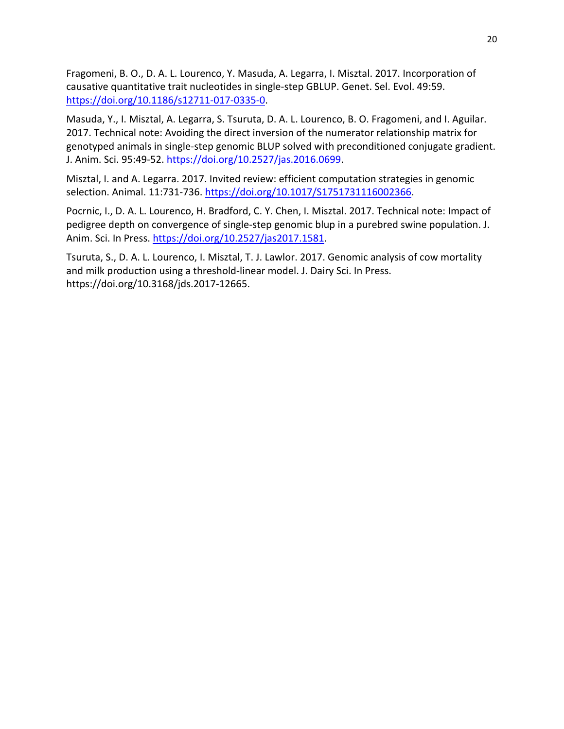Fragomeni, B. O., D. A. L. Lourenco, Y. Masuda, A. Legarra, I. Misztal. 2017. Incorporation of causative quantitative trait nucleotides in single-step GBLUP. Genet. Sel. Evol. 49:59. https://doi.org/10.1186/s12711-017-0335-0.

Masuda, Y., I. Misztal, A. Legarra, S. Tsuruta, D. A. L. Lourenco, B. O. Fragomeni, and I. Aguilar. 2017. Technical note: Avoiding the direct inversion of the numerator relationship matrix for genotyped animals in single-step genomic BLUP solved with preconditioned conjugate gradient. J. Anim. Sci. 95:49-52. https://doi.org/10.2527/jas.2016.0699.

Misztal, I. and A. Legarra. 2017. Invited review: efficient computation strategies in genomic selection. Animal. 11:731-736. https://doi.org/10.1017/S1751731116002366.

Pocrnic, I., D. A. L. Lourenco, H. Bradford, C. Y. Chen, I. Misztal. 2017. Technical note: Impact of pedigree depth on convergence of single-step genomic blup in a purebred swine population. J. Anim. Sci. In Press. https://doi.org/10.2527/jas2017.1581.

Tsuruta, S., D. A. L. Lourenco, I. Misztal, T. J. Lawlor. 2017. Genomic analysis of cow mortality and milk production using a threshold-linear model. J. Dairy Sci. In Press. https://doi.org/10.3168/jds.2017-12665.